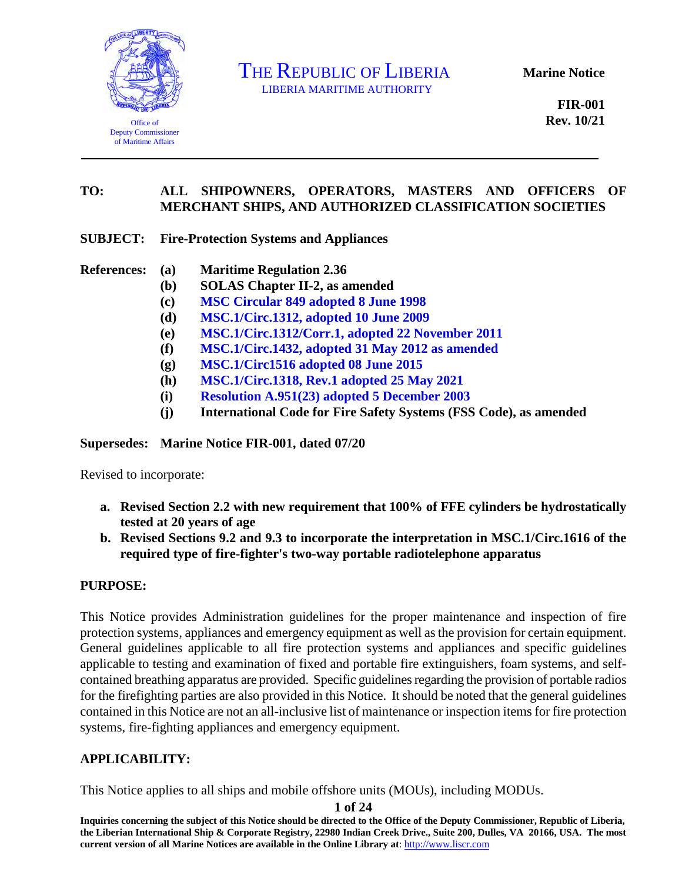Office of Deputy Commissioner of Maritime Affairs

# THE REPUBLIC OF LIBERIA
LIBERIA MARITIME AUTHORITY

**Marine Notice**

**FIR-001**
**Rev. 10/21**

**TO:** **ALL SHIPOWNERS, OPERATORS, MASTERS AND OFFICERS OF MERCHANT SHIPS, AND AUTHORIZED CLASSIFICATION SOCIETIES**

**SUBJECT:** **Fire-Protection Systems and Appliances**

**References:**
- **(a)** **Maritime Regulation 2.36**
- **(b)** **SOLAS Chapter II-2, as amended**
- **(c)** **MSC Circular 849 adopted 8 June 1998**
- **(d)** **MSC.1/Circ.1312, adopted 10 June 2009**
- **(e)** **MSC.1/Circ.1312/Corr.1, adopted 22 November 2011**
- **(f)** **MSC.1/Circ.1432, adopted 31 May 2012 as amended**
- **(g)** **MSC.1/Circ1516 adopted 08 June 2015**
- **(h)** **MSC.1/Circ.1318, Rev.1 adopted 25 May 2021**
- **(i)** **Resolution A.951(23) adopted 5 December 2003**
- **(j)** **International Code for Fire Safety Systems (FSS Code), as amended**

**Supersedes:** **Marine Notice FIR-001, dated 07/20**

Revised to incorporate:

- **a. Revised Section 2.2 with new requirement that 100% of FFE cylinders be hydrostatically tested at 20 years of age**
- **b. Revised Sections 9.2 and 9.3 to incorporate the interpretation in MSC.1/Circ.1616 of the required type of fire-fighter's two-way portable radiotelephone apparatus**

## PURPOSE:

This Notice provides Administration guidelines for the proper maintenance and inspection of fire protection systems, appliances and emergency equipment as well as the provision for certain equipment. General guidelines applicable to all fire protection systems and appliances and specific guidelines applicable to testing and examination of fixed and portable fire extinguishers, foam systems, and self-contained breathing apparatus are provided. Specific guidelines regarding the provision of portable radios for the firefighting parties are also provided in this Notice. It should be noted that the general guidelines contained in this Notice are not an all-inclusive list of maintenance or inspection items for fire protection systems, fire-fighting appliances and emergency equipment.

## APPLICABILITY:

This Notice applies to all ships and mobile offshore units (MOUs), including MODUs.

**Inquiries concerning the subject of this Notice should be directed to the Office of the Deputy Commissioner, Republic of Liberia, the Liberian International Ship & Corporate Registry, 22980 Indian Creek Drive., Suite 200, Dulles, VA 20166, USA. The most current version of all Marine Notices are available in the Online Library at**: http://www.liscr.com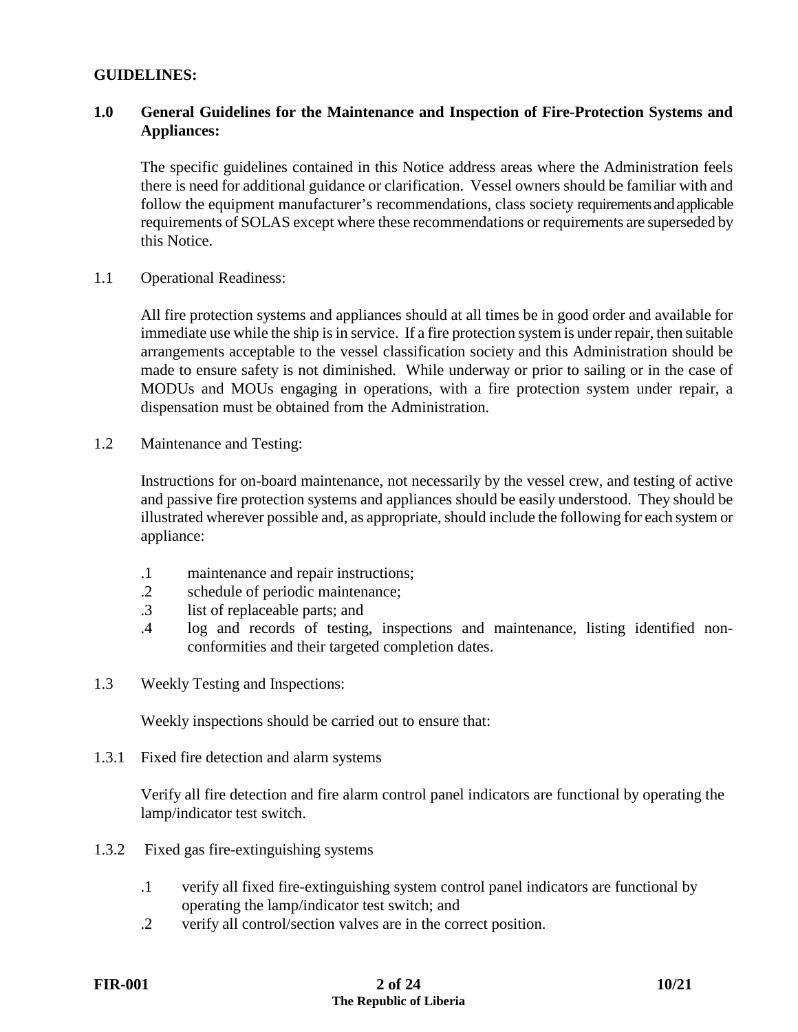**GUIDELINES:**

## 1.0 General Guidelines for the Maintenance and Inspection of Fire-Protection Systems and Appliances:

The specific guidelines contained in this Notice address areas where the Administration feels there is need for additional guidance or clarification. Vessel owners should be familiar with and follow the equipment manufacturer's recommendations, class society requirements and applicable requirements of SOLAS except where these recommendations or requirements are superseded by this Notice.

1.1 Operational Readiness:

All fire protection systems and appliances should at all times be in good order and available for immediate use while the ship is in service. If a fire protection system is under repair, then suitable arrangements acceptable to the vessel classification society and this Administration should be made to ensure safety is not diminished. While underway or prior to sailing or in the case of MODUs and MOUs engaging in operations, with a fire protection system under repair, a dispensation must be obtained from the Administration.

1.2 Maintenance and Testing:

Instructions for on-board maintenance, not necessarily by the vessel crew, and testing of active and passive fire protection systems and appliances should be easily understood. They should be illustrated wherever possible and, as appropriate, should include the following for each system or appliance:

.1 maintenance and repair instructions;
.2 schedule of periodic maintenance;
.3 list of replaceable parts; and
.4 log and records of testing, inspections and maintenance, listing identified non-conformities and their targeted completion dates.

1.3 Weekly Testing and Inspections:

Weekly inspections should be carried out to ensure that:

1.3.1 Fixed fire detection and alarm systems

Verify all fire detection and fire alarm control panel indicators are functional by operating the lamp/indicator test switch.

1.3.2 Fixed gas fire-extinguishing systems

.1 verify all fixed fire-extinguishing system control panel indicators are functional by operating the lamp/indicator test switch; and
.2 verify all control/section valves are in the correct position.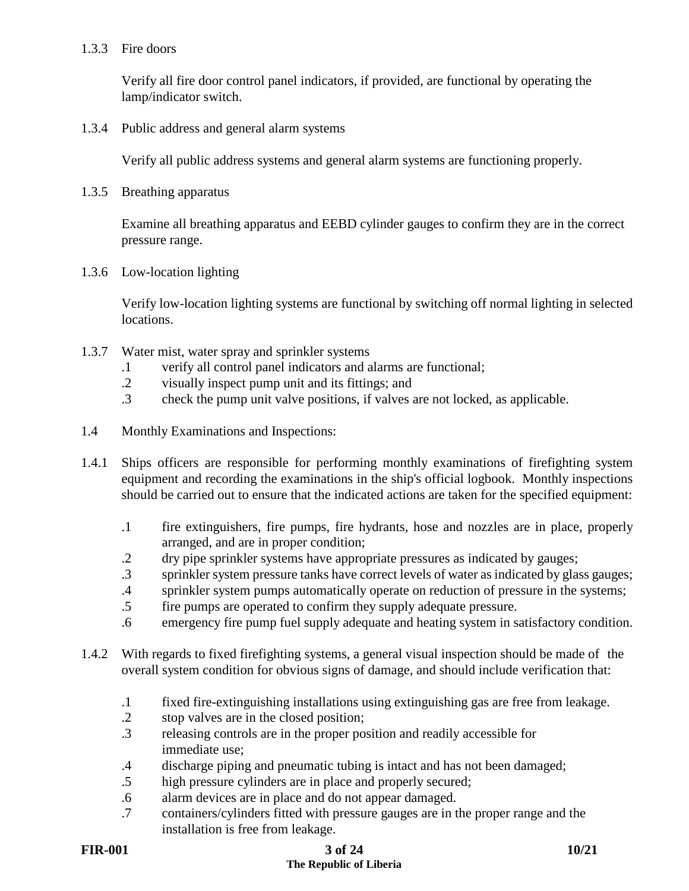1.3.3 Fire doors

Verify all fire door control panel indicators, if provided, are functional by operating the lamp/indicator switch.

1.3.4 Public address and general alarm systems

Verify all public address systems and general alarm systems are functioning properly.

1.3.5 Breathing apparatus

Examine all breathing apparatus and EEBD cylinder gauges to confirm they are in the correct pressure range.

1.3.6 Low-location lighting

Verify low-location lighting systems are functional by switching off normal lighting in selected locations.

1.3.7 Water mist, water spray and sprinkler systems

.1 verify all control panel indicators and alarms are functional;

.2 visually inspect pump unit and its fittings; and

.3 check the pump unit valve positions, if valves are not locked, as applicable.

1.4 Monthly Examinations and Inspections:

1.4.1 Ships officers are responsible for performing monthly examinations of firefighting system equipment and recording the examinations in the ship's official logbook. Monthly inspections should be carried out to ensure that the indicated actions are taken for the specified equipment:

.1 fire extinguishers, fire pumps, fire hydrants, hose and nozzles are in place, properly arranged, and are in proper condition;

.2 dry pipe sprinkler systems have appropriate pressures as indicated by gauges;

.3 sprinkler system pressure tanks have correct levels of water as indicated by glass gauges;

.4 sprinkler system pumps automatically operate on reduction of pressure in the systems;

.5 fire pumps are operated to confirm they supply adequate pressure.

.6 emergency fire pump fuel supply adequate and heating system in satisfactory condition.

1.4.2 With regards to fixed firefighting systems, a general visual inspection should be made of the overall system condition for obvious signs of damage, and should include verification that:

.1 fixed fire-extinguishing installations using extinguishing gas are free from leakage.

.2 stop valves are in the closed position;

.3 releasing controls are in the proper position and readily accessible for immediate use;

.4 discharge piping and pneumatic tubing is intact and has not been damaged;

.5 high pressure cylinders are in place and properly secured;

.6 alarm devices are in place and do not appear damaged.

.7 containers/cylinders fitted with pressure gauges are in the proper range and the installation is free from leakage.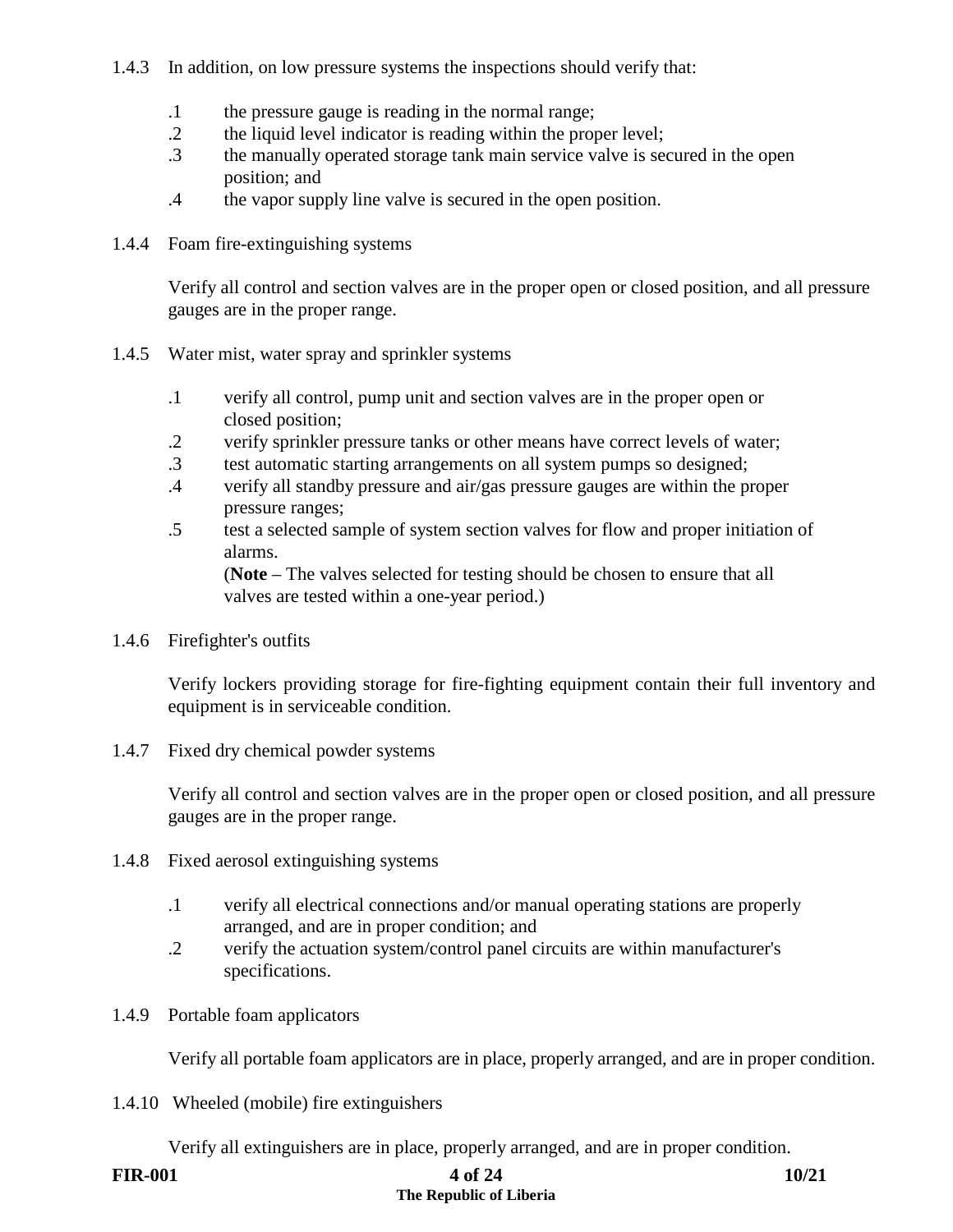1.4.3 In addition, on low pressure systems the inspections should verify that:

- .1 the pressure gauge is reading in the normal range;
- .2 the liquid level indicator is reading within the proper level;
- .3 the manually operated storage tank main service valve is secured in the open position; and
- .4 the vapor supply line valve is secured in the open position.

1.4.4 Foam fire-extinguishing systems

Verify all control and section valves are in the proper open or closed position, and all pressure gauges are in the proper range.

1.4.5 Water mist, water spray and sprinkler systems

- .1 verify all control, pump unit and section valves are in the proper open or closed position;
- .2 verify sprinkler pressure tanks or other means have correct levels of water;
- .3 test automatic starting arrangements on all system pumps so designed;
- .4 verify all standby pressure and air/gas pressure gauges are within the proper pressure ranges;
- .5 test a selected sample of system section valves for flow and proper initiation of alarms.
  (**Note** – The valves selected for testing should be chosen to ensure that all valves are tested within a one-year period.)

1.4.6 Firefighter's outfits

Verify lockers providing storage for fire-fighting equipment contain their full inventory and equipment is in serviceable condition.

1.4.7 Fixed dry chemical powder systems

Verify all control and section valves are in the proper open or closed position, and all pressure gauges are in the proper range.

1.4.8 Fixed aerosol extinguishing systems

- .1 verify all electrical connections and/or manual operating stations are properly arranged, and are in proper condition; and
- .2 verify the actuation system/control panel circuits are within manufacturer's specifications.

1.4.9 Portable foam applicators

Verify all portable foam applicators are in place, properly arranged, and are in proper condition.

1.4.10 Wheeled (mobile) fire extinguishers

Verify all extinguishers are in place, properly arranged, and are in proper condition.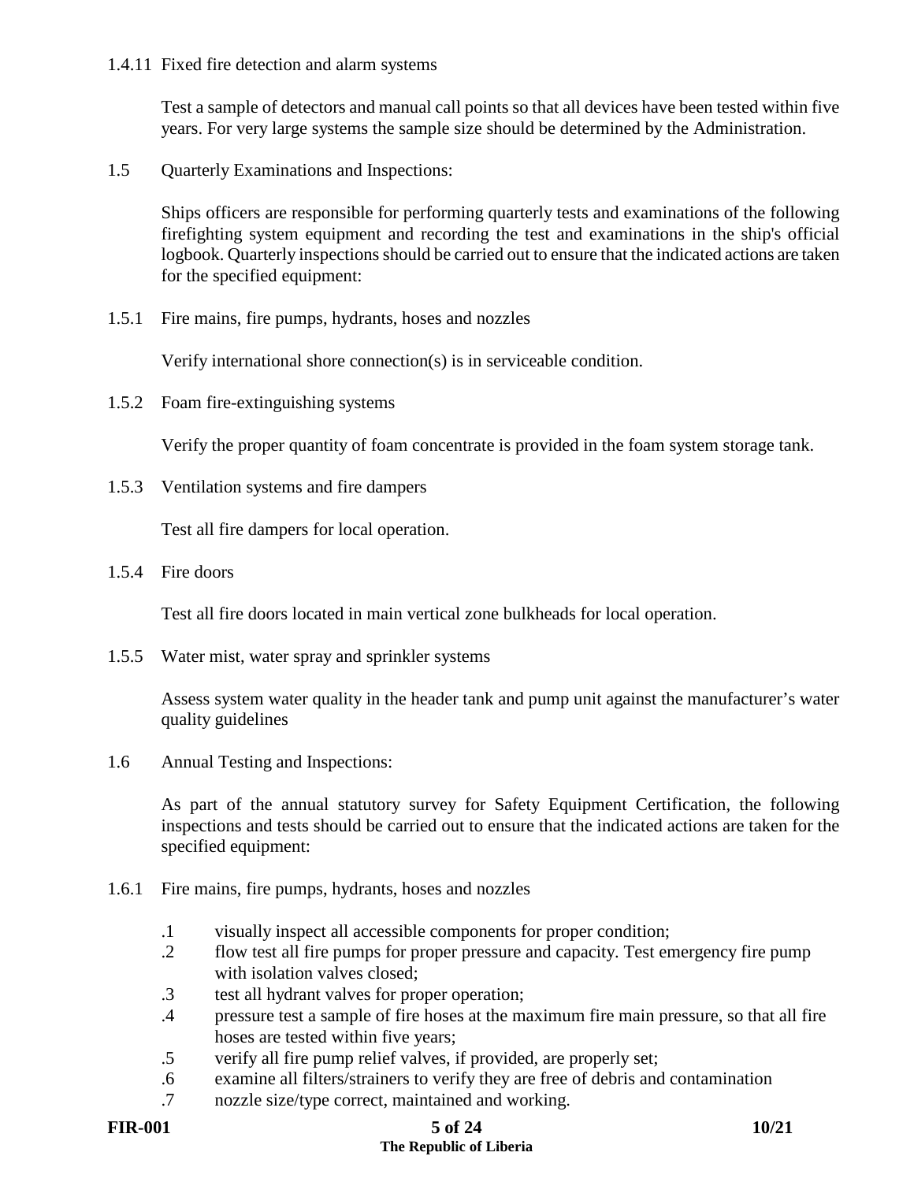1.4.11 Fixed fire detection and alarm systems

Test a sample of detectors and manual call points so that all devices have been tested within five years. For very large systems the sample size should be determined by the Administration.

1.5 Quarterly Examinations and Inspections:

Ships officers are responsible for performing quarterly tests and examinations of the following firefighting system equipment and recording the test and examinations in the ship's official logbook. Quarterly inspections should be carried out to ensure that the indicated actions are taken for the specified equipment:

1.5.1 Fire mains, fire pumps, hydrants, hoses and nozzles

Verify international shore connection(s) is in serviceable condition.

1.5.2 Foam fire-extinguishing systems

Verify the proper quantity of foam concentrate is provided in the foam system storage tank.

1.5.3 Ventilation systems and fire dampers

Test all fire dampers for local operation.

1.5.4 Fire doors

Test all fire doors located in main vertical zone bulkheads for local operation.

1.5.5 Water mist, water spray and sprinkler systems

Assess system water quality in the header tank and pump unit against the manufacturer's water quality guidelines

1.6 Annual Testing and Inspections:

As part of the annual statutory survey for Safety Equipment Certification, the following inspections and tests should be carried out to ensure that the indicated actions are taken for the specified equipment:

1.6.1 Fire mains, fire pumps, hydrants, hoses and nozzles

.1 visually inspect all accessible components for proper condition;
.2 flow test all fire pumps for proper pressure and capacity. Test emergency fire pump with isolation valves closed;
.3 test all hydrant valves for proper operation;
.4 pressure test a sample of fire hoses at the maximum fire main pressure, so that all fire hoses are tested within five years;
.5 verify all fire pump relief valves, if provided, are properly set;
.6 examine all filters/strainers to verify they are free of debris and contamination
.7 nozzle size/type correct, maintained and working.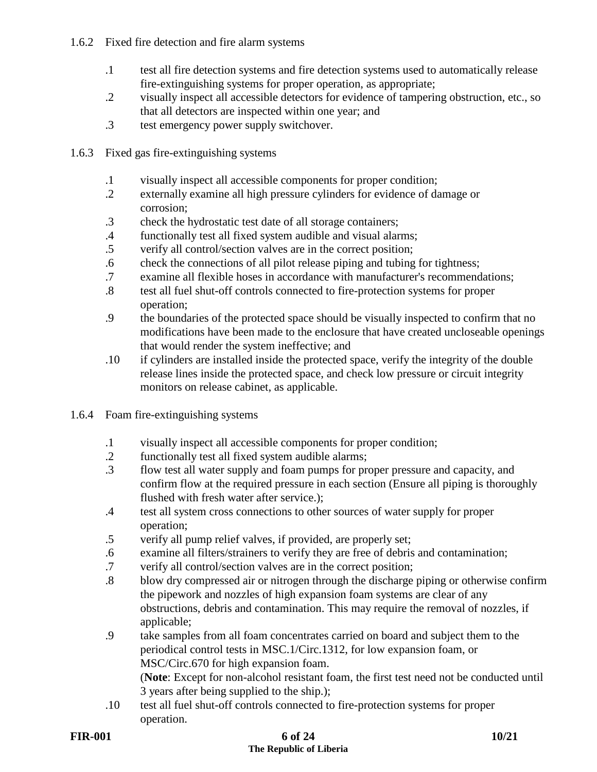1.6.2 Fixed fire detection and fire alarm systems

.1 test all fire detection systems and fire detection systems used to automatically release fire-extinguishing systems for proper operation, as appropriate;

.2 visually inspect all accessible detectors for evidence of tampering obstruction, etc., so that all detectors are inspected within one year; and

.3 test emergency power supply switchover.

1.6.3 Fixed gas fire-extinguishing systems

.1 visually inspect all accessible components for proper condition;

.2 externally examine all high pressure cylinders for evidence of damage or corrosion;

.3 check the hydrostatic test date of all storage containers;

.4 functionally test all fixed system audible and visual alarms;

.5 verify all control/section valves are in the correct position;

.6 check the connections of all pilot release piping and tubing for tightness;

.7 examine all flexible hoses in accordance with manufacturer's recommendations;

.8 test all fuel shut-off controls connected to fire-protection systems for proper operation;

.9 the boundaries of the protected space should be visually inspected to confirm that no modifications have been made to the enclosure that have created uncloseable openings that would render the system ineffective; and

.10 if cylinders are installed inside the protected space, verify the integrity of the double release lines inside the protected space, and check low pressure or circuit integrity monitors on release cabinet, as applicable.

1.6.4 Foam fire-extinguishing systems

.1 visually inspect all accessible components for proper condition;

.2 functionally test all fixed system audible alarms;

.3 flow test all water supply and foam pumps for proper pressure and capacity, and confirm flow at the required pressure in each section (Ensure all piping is thoroughly flushed with fresh water after service.);

.4 test all system cross connections to other sources of water supply for proper operation;

.5 verify all pump relief valves, if provided, are properly set;

.6 examine all filters/strainers to verify they are free of debris and contamination;

.7 verify all control/section valves are in the correct position;

.8 blow dry compressed air or nitrogen through the discharge piping or otherwise confirm the pipework and nozzles of high expansion foam systems are clear of any obstructions, debris and contamination. This may require the removal of nozzles, if applicable;

.9 take samples from all foam concentrates carried on board and subject them to the periodical control tests in MSC.1/Circ.1312, for low expansion foam, or MSC/Circ.670 for high expansion foam.
(**Note**: Except for non-alcohol resistant foam, the first test need not be conducted until 3 years after being supplied to the ship.);

.10 test all fuel shut-off controls connected to fire-protection systems for proper operation.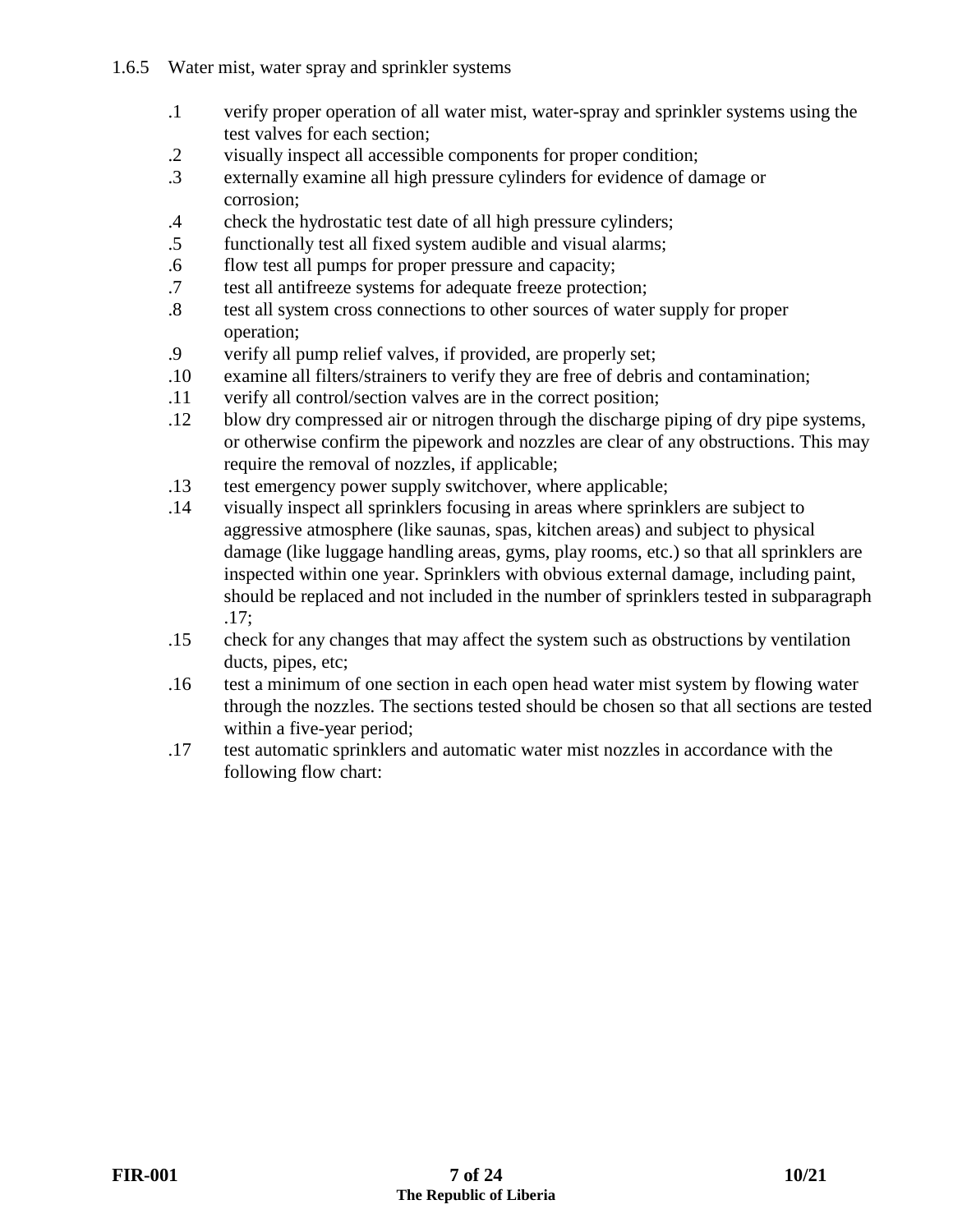1.6.5 Water mist, water spray and sprinkler systems

.1 verify proper operation of all water mist, water-spray and sprinkler systems using the test valves for each section;

.2 visually inspect all accessible components for proper condition;

.3 externally examine all high pressure cylinders for evidence of damage or corrosion;

.4 check the hydrostatic test date of all high pressure cylinders;

.5 functionally test all fixed system audible and visual alarms;

.6 flow test all pumps for proper pressure and capacity;

.7 test all antifreeze systems for adequate freeze protection;

.8 test all system cross connections to other sources of water supply for proper operation;

.9 verify all pump relief valves, if provided, are properly set;

.10 examine all filters/strainers to verify they are free of debris and contamination;

.11 verify all control/section valves are in the correct position;

.12 blow dry compressed air or nitrogen through the discharge piping of dry pipe systems, or otherwise confirm the pipework and nozzles are clear of any obstructions. This may require the removal of nozzles, if applicable;

.13 test emergency power supply switchover, where applicable;

.14 visually inspect all sprinklers focusing in areas where sprinklers are subject to aggressive atmosphere (like saunas, spas, kitchen areas) and subject to physical damage (like luggage handling areas, gyms, play rooms, etc.) so that all sprinklers are inspected within one year. Sprinklers with obvious external damage, including paint, should be replaced and not included in the number of sprinklers tested in subparagraph .17;

.15 check for any changes that may affect the system such as obstructions by ventilation ducts, pipes, etc;

.16 test a minimum of one section in each open head water mist system by flowing water through the nozzles. The sections tested should be chosen so that all sections are tested within a five-year period;

.17 test automatic sprinklers and automatic water mist nozzles in accordance with the following flow chart: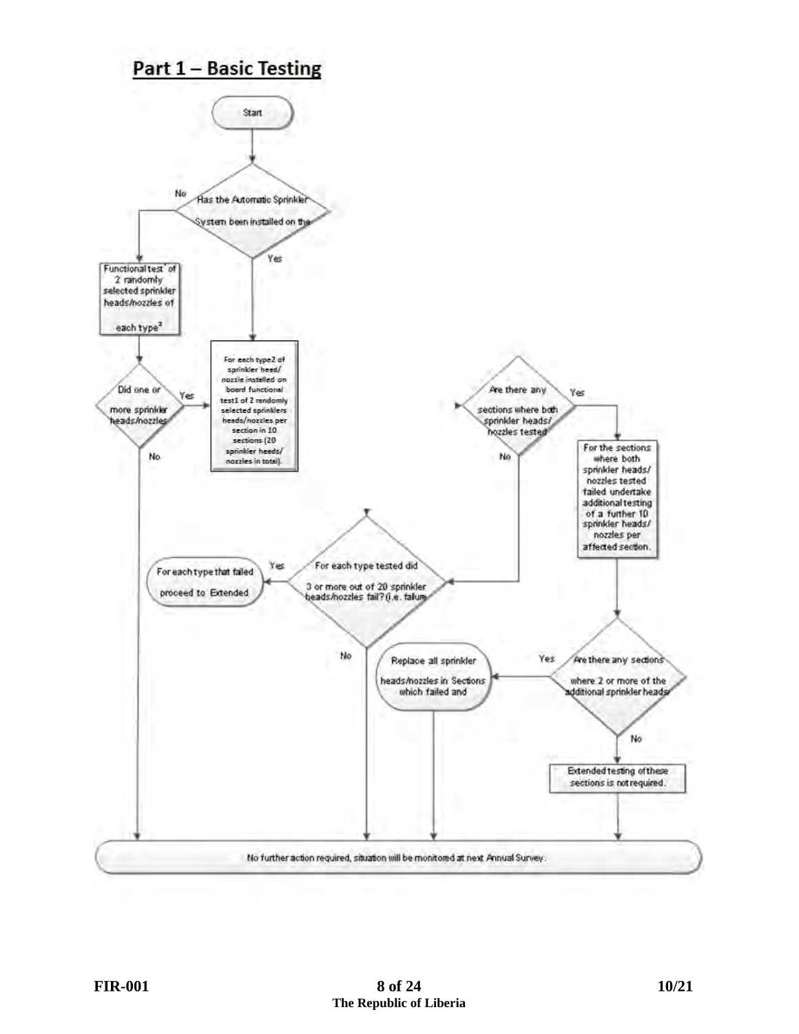## Part 1 – Basic Testing

Start

Has the Automatic Sprinkler System been installed on the

No → Functional test[1] of 2 randomly selected sprinkler heads/nozzles of each type[2]

Yes → For each type2 of sprinkler head/nozzle installed on board functional test1 of 2 randomly selected sprinklers heads/nozzles per section in 10 sections (20 sprinkler heads/nozzles in total).

Did one or more sprinkler heads/nozzles

Yes → For each type2 of sprinkler head/nozzle installed on board functional test1 of 2 randomly selected sprinklers heads/nozzles per section in 10 sections (20 sprinkler heads/nozzles in total).

No → No further action required, situation will be monitored at next Annual Survey.

Are there any sections where both sprinkler heads/nozzles tested

Yes → For the sections where both sprinkler heads/nozzles tested failed undertake additional testing of a further 10 sprinkler heads/nozzles per affected section.

No → For each type tested did 3 or more out of 20 sprinkler heads/nozzles fail? (i.e. failure

For each type tested did 3 or more out of 20 sprinkler heads/nozzles fail? (i.e. failure

Yes → For each type that failed proceed to Extended

No → No further action required, situation will be monitored at next Annual Survey.

Are there any sections where 2 or more of the additional sprinkler heads/

Yes → Replace all sprinkler heads/nozzles in Sections which failed and

No → Extended testing of these sections is not required.

Replace all sprinkler heads/nozzles in Sections which failed and → No further action required, situation will be monitored at next Annual Survey.

Extended testing of these sections is not required. → No further action required, situation will be monitored at next Annual Survey.

No further action required, situation will be monitored at next Annual Survey.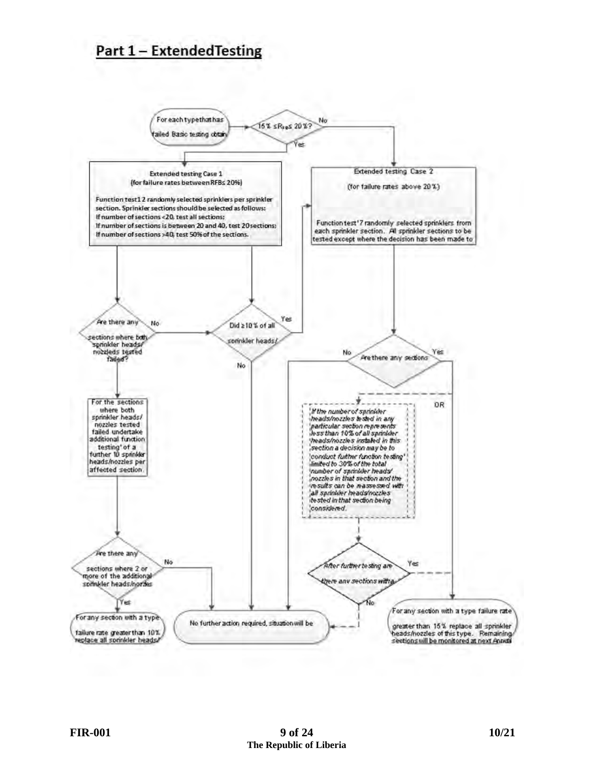## Part 1 – ExtendedTesting

For each typethathas failed Basic testing obtain

$15\% \leq R_{FB} \leq 20\%$?

No

Yes

**Extended testing Case 1**
(for failure rates between RFB≤ 20%)

Function test1 2 randomly selected sprinklers per sprinkler section. Sprinkler sections should be selected as follows:
If number of sections <20, test all sections;
If number of sections is between 20 and 40, test 20 sections;
If number of sections >40, test 50% of the sections.

Extended testing Case 2

(for failure rates above 20%)

Function test'7 randomly selected sprinklers from each sprinkler section. All sprinkler sections to be tested except where the decision has been made to

Are there any sections where both sprinkler heads/ nozzleds tested failed?

No

Did ≥10% of all sprinkler heads/

Yes

No

No

Are there any sections

Yes

For the sections where both sprinkler heads/ nozzles tested failed undertake additional function testing' of a further 10 sprinkler heads/nozzles per affected section.

OR

*If the number of sprinkler heads/nozzles tested in any particular section represents less than 10% of all sprinkler heads/nozzles installed in this section a decision may be to conduct further function testing' limited to 30% of the total number of sprinkler heads/ nozzles in that section and the results can be reassessed with all sprinkler heads/nozzles tested in that section being considered.*

Are there any sections where 2 or more of the additional sprinkler heads/nozzles

No

Yes

*After further testing are there any sections with a*

Yes

No

For any section with a type failure rate greater than 10% replace all sprinkler heads/

No further action required, situation will be

For any section with a type failure rate greater than 15% replace all sprinkler heads/nozzles of this type. Remaining sections will be monitored at next Annual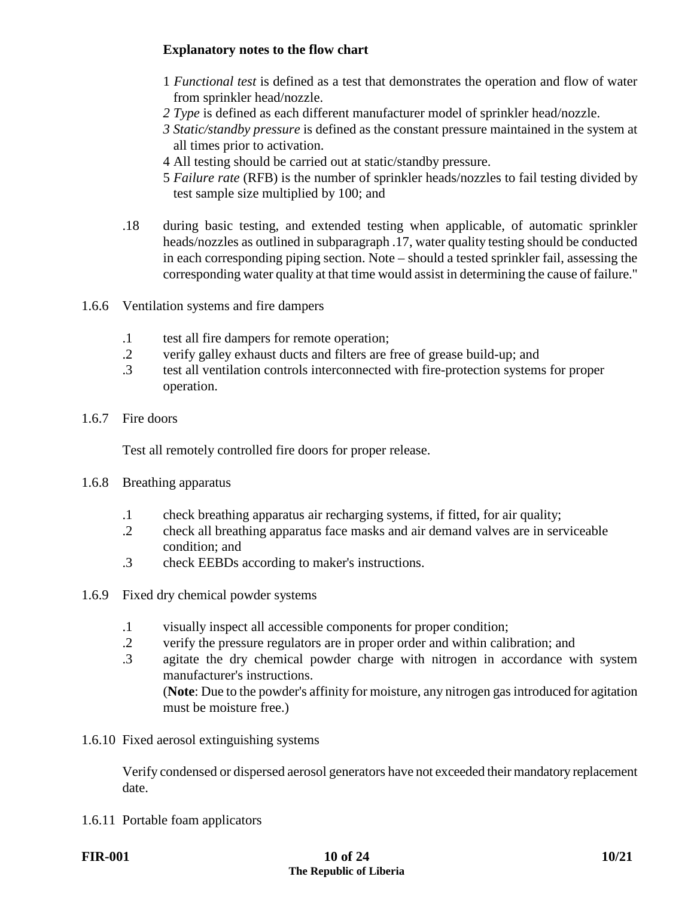**Explanatory notes to the flow chart**

1 *Functional test* is defined as a test that demonstrates the operation and flow of water from sprinkler head/nozzle.
*2 Type* is defined as each different manufacturer model of sprinkler head/nozzle.
*3 Static/standby pressure* is defined as the constant pressure maintained in the system at all times prior to activation.
4 All testing should be carried out at static/standby pressure.
5 *Failure rate* (RFB) is the number of sprinkler heads/nozzles to fail testing divided by test sample size multiplied by 100; and

.18 during basic testing, and extended testing when applicable, of automatic sprinkler heads/nozzles as outlined in subparagraph .17, water quality testing should be conducted in each corresponding piping section. Note – should a tested sprinkler fail, assessing the corresponding water quality at that time would assist in determining the cause of failure."

1.6.6 Ventilation systems and fire dampers

.1 test all fire dampers for remote operation;
.2 verify galley exhaust ducts and filters are free of grease build-up; and
.3 test all ventilation controls interconnected with fire-protection systems for proper operation.

1.6.7 Fire doors

Test all remotely controlled fire doors for proper release.

1.6.8 Breathing apparatus

.1 check breathing apparatus air recharging systems, if fitted, for air quality;
.2 check all breathing apparatus face masks and air demand valves are in serviceable condition; and
.3 check EEBDs according to maker's instructions.

1.6.9 Fixed dry chemical powder systems

.1 visually inspect all accessible components for proper condition;
.2 verify the pressure regulators are in proper order and within calibration; and
.3 agitate the dry chemical powder charge with nitrogen in accordance with system manufacturer's instructions.
(**Note**: Due to the powder's affinity for moisture, any nitrogen gas introduced for agitation must be moisture free.)

1.6.10 Fixed aerosol extinguishing systems

Verify condensed or dispersed aerosol generators have not exceeded their mandatory replacement date.

1.6.11 Portable foam applicators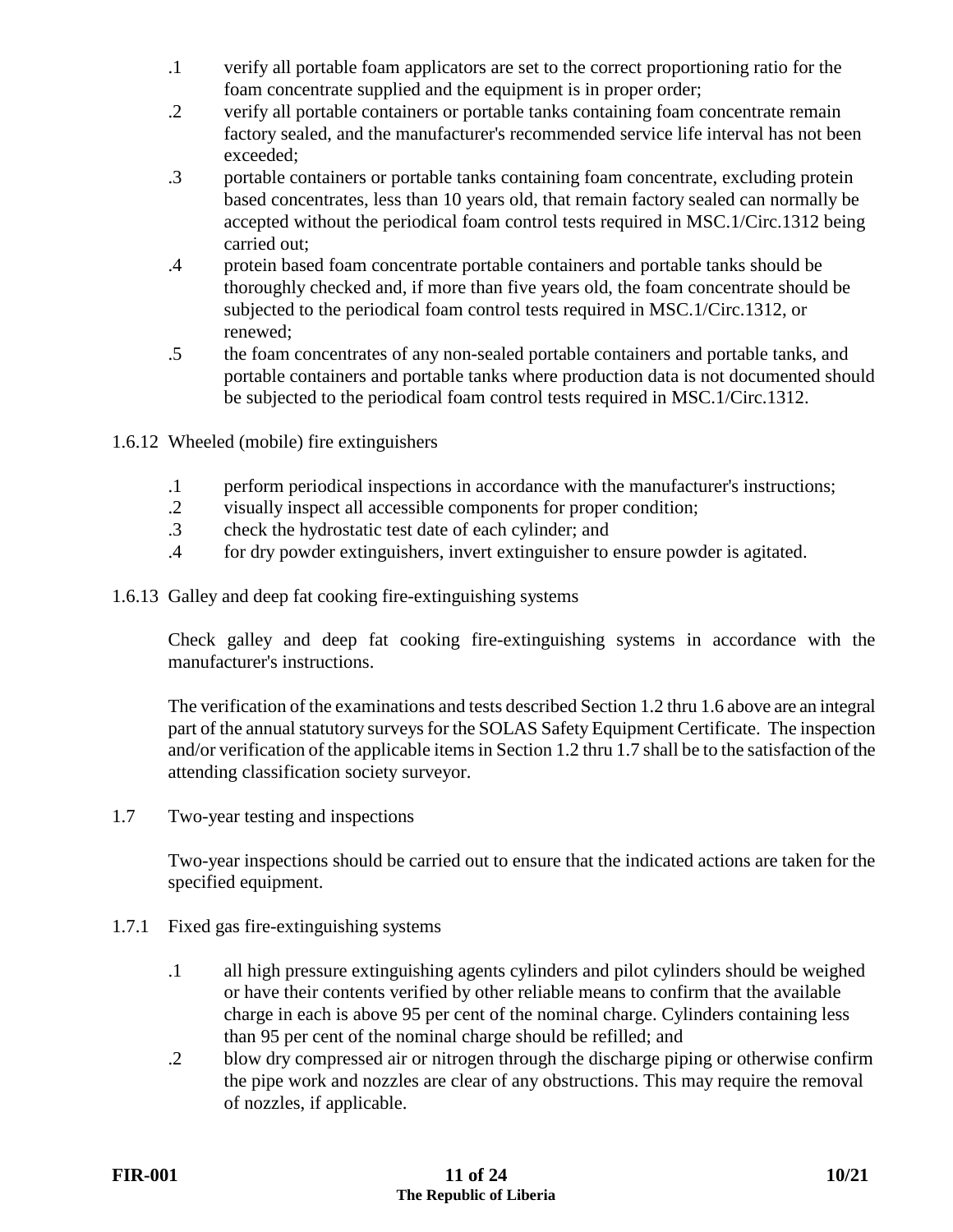.1 verify all portable foam applicators are set to the correct proportioning ratio for the foam concentrate supplied and the equipment is in proper order;

.2 verify all portable containers or portable tanks containing foam concentrate remain factory sealed, and the manufacturer's recommended service life interval has not been exceeded;

.3 portable containers or portable tanks containing foam concentrate, excluding protein based concentrates, less than 10 years old, that remain factory sealed can normally be accepted without the periodical foam control tests required in MSC.1/Circ.1312 being carried out;

.4 protein based foam concentrate portable containers and portable tanks should be thoroughly checked and, if more than five years old, the foam concentrate should be subjected to the periodical foam control tests required in MSC.1/Circ.1312, or renewed;

.5 the foam concentrates of any non-sealed portable containers and portable tanks, and portable containers and portable tanks where production data is not documented should be subjected to the periodical foam control tests required in MSC.1/Circ.1312.

#### 1.6.12 Wheeled (mobile) fire extinguishers

.1 perform periodical inspections in accordance with the manufacturer's instructions;

.2 visually inspect all accessible components for proper condition;

.3 check the hydrostatic test date of each cylinder; and

.4 for dry powder extinguishers, invert extinguisher to ensure powder is agitated.

#### 1.6.13 Galley and deep fat cooking fire-extinguishing systems

Check galley and deep fat cooking fire-extinguishing systems in accordance with the manufacturer's instructions.

The verification of the examinations and tests described Section 1.2 thru 1.6 above are an integral part of the annual statutory surveys for the SOLAS Safety Equipment Certificate. The inspection and/or verification of the applicable items in Section 1.2 thru 1.7 shall be to the satisfaction of the attending classification society surveyor.

### 1.7 Two-year testing and inspections

Two-year inspections should be carried out to ensure that the indicated actions are taken for the specified equipment.

#### 1.7.1 Fixed gas fire-extinguishing systems

.1 all high pressure extinguishing agents cylinders and pilot cylinders should be weighed or have their contents verified by other reliable means to confirm that the available charge in each is above 95 per cent of the nominal charge. Cylinders containing less than 95 per cent of the nominal charge should be refilled; and

.2 blow dry compressed air or nitrogen through the discharge piping or otherwise confirm the pipe work and nozzles are clear of any obstructions. This may require the removal of nozzles, if applicable.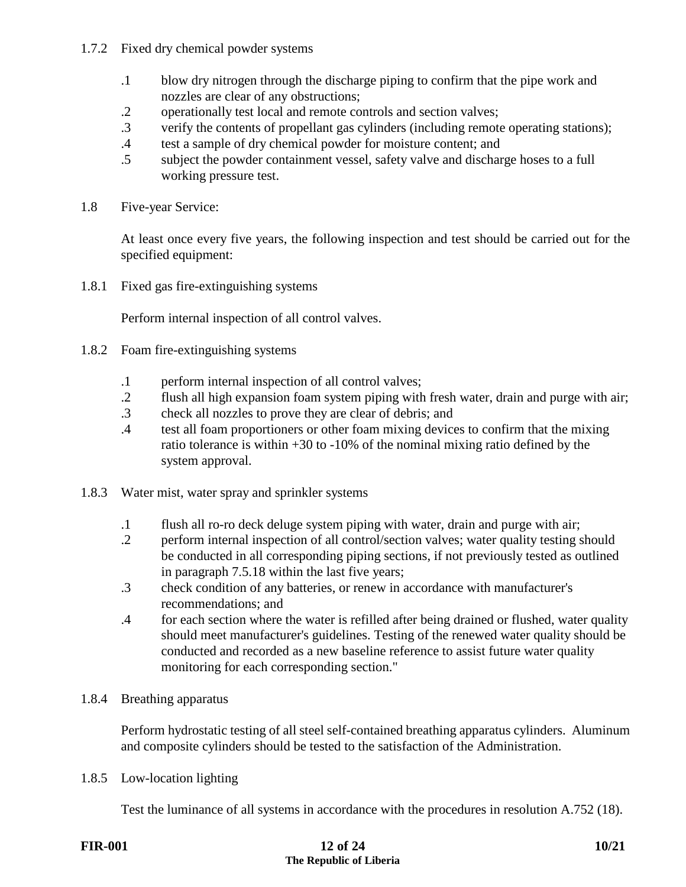1.7.2 Fixed dry chemical powder systems

.1 blow dry nitrogen through the discharge piping to confirm that the pipe work and nozzles are clear of any obstructions;
.2 operationally test local and remote controls and section valves;
.3 verify the contents of propellant gas cylinders (including remote operating stations);
.4 test a sample of dry chemical powder for moisture content; and
.5 subject the powder containment vessel, safety valve and discharge hoses to a full working pressure test.

1.8 Five-year Service:

At least once every five years, the following inspection and test should be carried out for the specified equipment:

1.8.1 Fixed gas fire-extinguishing systems

Perform internal inspection of all control valves.

1.8.2 Foam fire-extinguishing systems

.1 perform internal inspection of all control valves;
.2 flush all high expansion foam system piping with fresh water, drain and purge with air;
.3 check all nozzles to prove they are clear of debris; and
.4 test all foam proportioners or other foam mixing devices to confirm that the mixing ratio tolerance is within +30 to -10% of the nominal mixing ratio defined by the system approval.

1.8.3 Water mist, water spray and sprinkler systems

.1 flush all ro-ro deck deluge system piping with water, drain and purge with air;
.2 perform internal inspection of all control/section valves; water quality testing should be conducted in all corresponding piping sections, if not previously tested as outlined in paragraph 7.5.18 within the last five years;
.3 check condition of any batteries, or renew in accordance with manufacturer's recommendations; and
.4 for each section where the water is refilled after being drained or flushed, water quality should meet manufacturer's guidelines. Testing of the renewed water quality should be conducted and recorded as a new baseline reference to assist future water quality monitoring for each corresponding section."

1.8.4 Breathing apparatus

Perform hydrostatic testing of all steel self-contained breathing apparatus cylinders. Aluminum and composite cylinders should be tested to the satisfaction of the Administration.

1.8.5 Low-location lighting

Test the luminance of all systems in accordance with the procedures in resolution A.752 (18).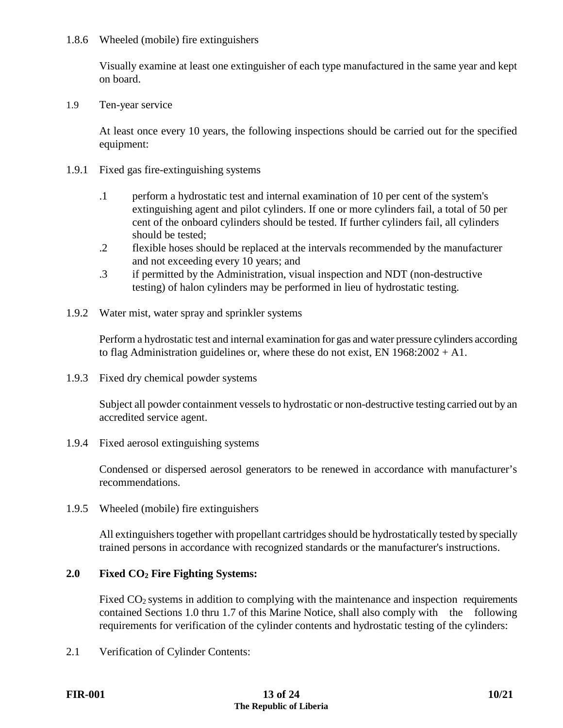1.8.6 Wheeled (mobile) fire extinguishers

Visually examine at least one extinguisher of each type manufactured in the same year and kept on board.

1.9 Ten-year service

At least once every 10 years, the following inspections should be carried out for the specified equipment:

1.9.1 Fixed gas fire-extinguishing systems

.1 perform a hydrostatic test and internal examination of 10 per cent of the system's extinguishing agent and pilot cylinders. If one or more cylinders fail, a total of 50 per cent of the onboard cylinders should be tested. If further cylinders fail, all cylinders should be tested;

.2 flexible hoses should be replaced at the intervals recommended by the manufacturer and not exceeding every 10 years; and

.3 if permitted by the Administration, visual inspection and NDT (non-destructive testing) of halon cylinders may be performed in lieu of hydrostatic testing.

1.9.2 Water mist, water spray and sprinkler systems

Perform a hydrostatic test and internal examination for gas and water pressure cylinders according to flag Administration guidelines or, where these do not exist, EN 1968:2002 + A1.

1.9.3 Fixed dry chemical powder systems

Subject all powder containment vessels to hydrostatic or non-destructive testing carried out by an accredited service agent.

1.9.4 Fixed aerosol extinguishing systems

Condensed or dispersed aerosol generators to be renewed in accordance with manufacturer's recommendations.

1.9.5 Wheeled (mobile) fire extinguishers

All extinguishers together with propellant cartridges should be hydrostatically tested by specially trained persons in accordance with recognized standards or the manufacturer's instructions.

## 2.0 Fixed $CO_2$ Fire Fighting Systems:

Fixed $CO_2$ systems in addition to complying with the maintenance and inspection requirements contained Sections 1.0 thru 1.7 of this Marine Notice, shall also comply with the following requirements for verification of the cylinder contents and hydrostatic testing of the cylinders:

2.1 Verification of Cylinder Contents: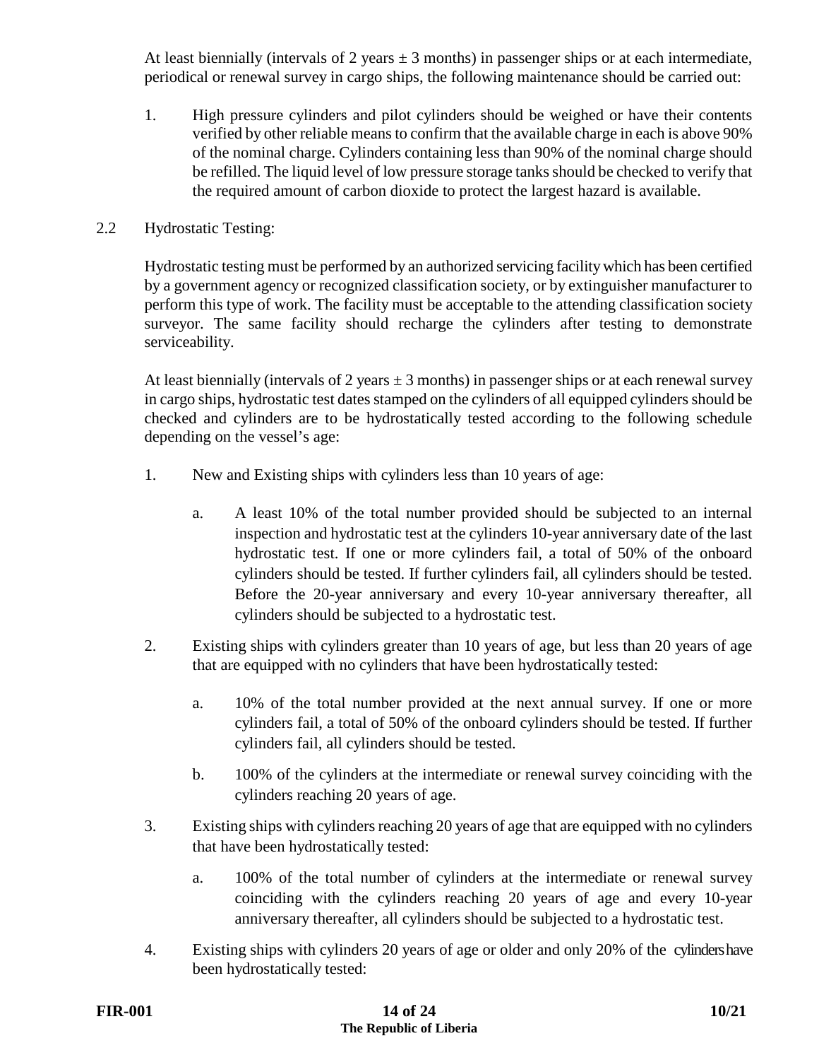At least biennially (intervals of 2 years ± 3 months) in passenger ships or at each intermediate, periodical or renewal survey in cargo ships, the following maintenance should be carried out:

1. High pressure cylinders and pilot cylinders should be weighed or have their contents verified by other reliable means to confirm that the available charge in each is above 90% of the nominal charge. Cylinders containing less than 90% of the nominal charge should be refilled. The liquid level of low pressure storage tanks should be checked to verify that the required amount of carbon dioxide to protect the largest hazard is available.

2.2 Hydrostatic Testing:

Hydrostatic testing must be performed by an authorized servicing facility which has been certified by a government agency or recognized classification society, or by extinguisher manufacturer to perform this type of work. The facility must be acceptable to the attending classification society surveyor. The same facility should recharge the cylinders after testing to demonstrate serviceability.

At least biennially (intervals of 2 years ± 3 months) in passenger ships or at each renewal survey in cargo ships, hydrostatic test dates stamped on the cylinders of all equipped cylinders should be checked and cylinders are to be hydrostatically tested according to the following schedule depending on the vessel's age:

1. New and Existing ships with cylinders less than 10 years of age:

   a. A least 10% of the total number provided should be subjected to an internal inspection and hydrostatic test at the cylinders 10-year anniversary date of the last hydrostatic test. If one or more cylinders fail, a total of 50% of the onboard cylinders should be tested. If further cylinders fail, all cylinders should be tested. Before the 20-year anniversary and every 10-year anniversary thereafter, all cylinders should be subjected to a hydrostatic test.

2. Existing ships with cylinders greater than 10 years of age, but less than 20 years of age that are equipped with no cylinders that have been hydrostatically tested:

   a. 10% of the total number provided at the next annual survey. If one or more cylinders fail, a total of 50% of the onboard cylinders should be tested. If further cylinders fail, all cylinders should be tested.

   b. 100% of the cylinders at the intermediate or renewal survey coinciding with the cylinders reaching 20 years of age.

3. Existing ships with cylinders reaching 20 years of age that are equipped with no cylinders that have been hydrostatically tested:

   a. 100% of the total number of cylinders at the intermediate or renewal survey coinciding with the cylinders reaching 20 years of age and every 10-year anniversary thereafter, all cylinders should be subjected to a hydrostatic test.

4. Existing ships with cylinders 20 years of age or older and only 20% of the cylinders have been hydrostatically tested: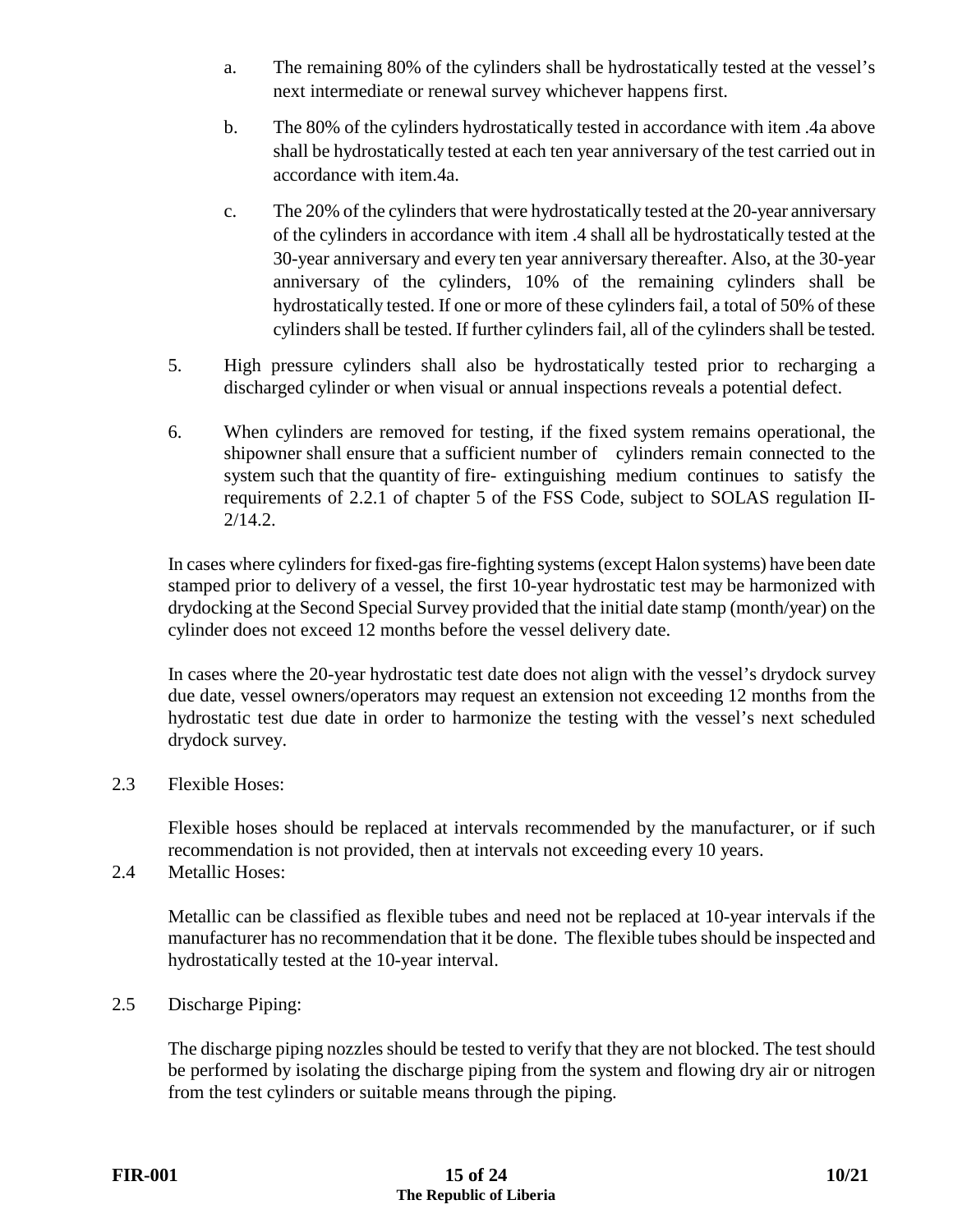a. The remaining 80% of the cylinders shall be hydrostatically tested at the vessel's next intermediate or renewal survey whichever happens first.

b. The 80% of the cylinders hydrostatically tested in accordance with item .4a above shall be hydrostatically tested at each ten year anniversary of the test carried out in accordance with item.4a.

c. The 20% of the cylinders that were hydrostatically tested at the 20-year anniversary of the cylinders in accordance with item .4 shall all be hydrostatically tested at the 30-year anniversary and every ten year anniversary thereafter. Also, at the 30-year anniversary of the cylinders, 10% of the remaining cylinders shall be hydrostatically tested. If one or more of these cylinders fail, a total of 50% of these cylinders shall be tested. If further cylinders fail, all of the cylinders shall be tested.

5. High pressure cylinders shall also be hydrostatically tested prior to recharging a discharged cylinder or when visual or annual inspections reveals a potential defect.

6. When cylinders are removed for testing, if the fixed system remains operational, the shipowner shall ensure that a sufficient number of cylinders remain connected to the system such that the quantity of fire- extinguishing medium continues to satisfy the requirements of 2.2.1 of chapter 5 of the FSS Code, subject to SOLAS regulation II-2/14.2.

In cases where cylinders for fixed-gas fire-fighting systems (except Halon systems) have been date stamped prior to delivery of a vessel, the first 10-year hydrostatic test may be harmonized with drydocking at the Second Special Survey provided that the initial date stamp (month/year) on the cylinder does not exceed 12 months before the vessel delivery date.

In cases where the 20-year hydrostatic test date does not align with the vessel's drydock survey due date, vessel owners/operators may request an extension not exceeding 12 months from the hydrostatic test due date in order to harmonize the testing with the vessel's next scheduled drydock survey.

2.3 Flexible Hoses:

Flexible hoses should be replaced at intervals recommended by the manufacturer, or if such recommendation is not provided, then at intervals not exceeding every 10 years.

2.4 Metallic Hoses:

Metallic can be classified as flexible tubes and need not be replaced at 10-year intervals if the manufacturer has no recommendation that it be done. The flexible tubes should be inspected and hydrostatically tested at the 10-year interval.

2.5 Discharge Piping:

The discharge piping nozzles should be tested to verify that they are not blocked. The test should be performed by isolating the discharge piping from the system and flowing dry air or nitrogen from the test cylinders or suitable means through the piping.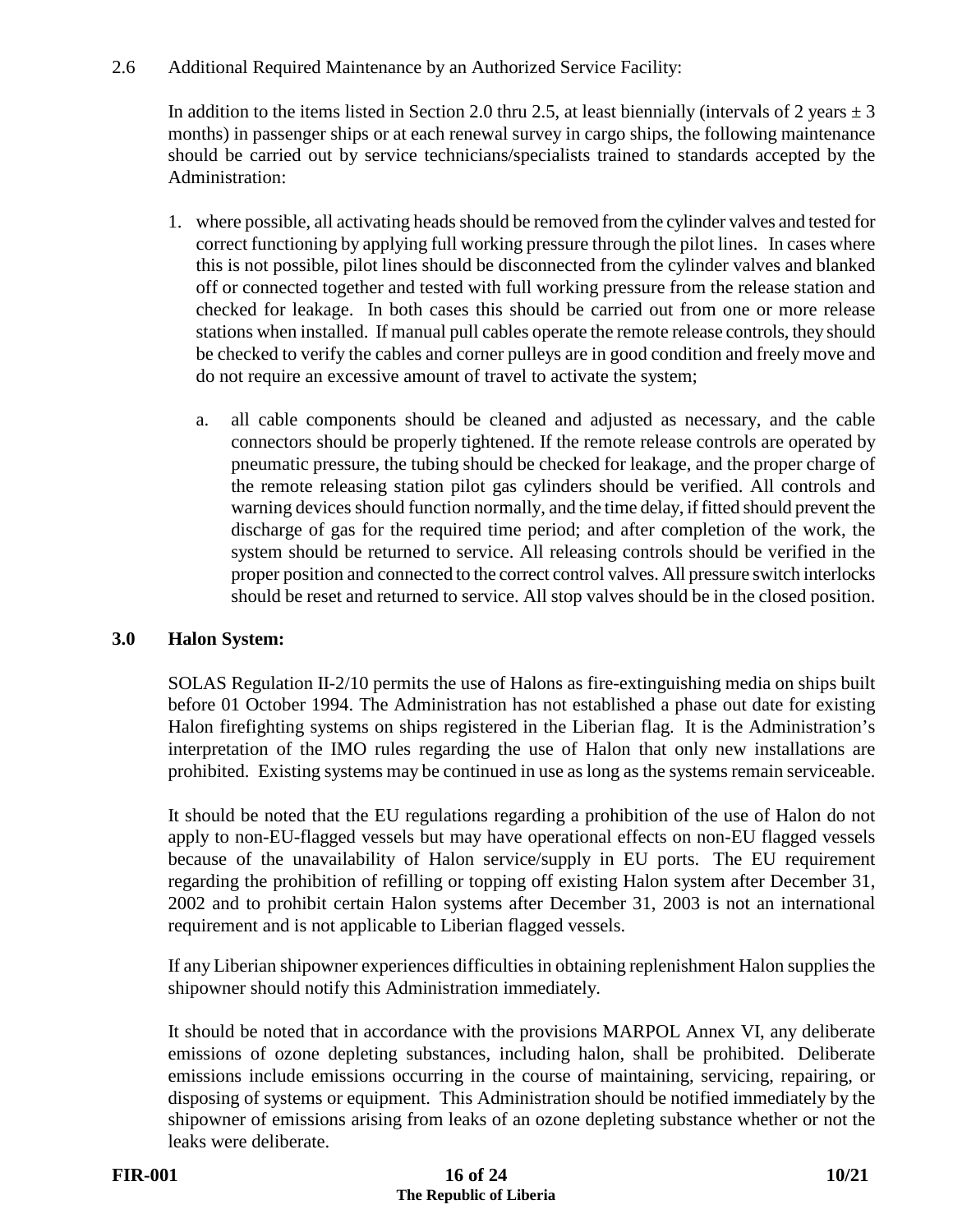2.6 Additional Required Maintenance by an Authorized Service Facility:

In addition to the items listed in Section 2.0 thru 2.5, at least biennially (intervals of 2 years ± 3 months) in passenger ships or at each renewal survey in cargo ships, the following maintenance should be carried out by service technicians/specialists trained to standards accepted by the Administration:

1. where possible, all activating heads should be removed from the cylinder valves and tested for correct functioning by applying full working pressure through the pilot lines. In cases where this is not possible, pilot lines should be disconnected from the cylinder valves and blanked off or connected together and tested with full working pressure from the release station and checked for leakage. In both cases this should be carried out from one or more release stations when installed. If manual pull cables operate the remote release controls, they should be checked to verify the cables and corner pulleys are in good condition and freely move and do not require an excessive amount of travel to activate the system;

    a. all cable components should be cleaned and adjusted as necessary, and the cable connectors should be properly tightened. If the remote release controls are operated by pneumatic pressure, the tubing should be checked for leakage, and the proper charge of the remote releasing station pilot gas cylinders should be verified. All controls and warning devices should function normally, and the time delay, if fitted should prevent the discharge of gas for the required time period; and after completion of the work, the system should be returned to service. All releasing controls should be verified in the proper position and connected to the correct control valves. All pressure switch interlocks should be reset and returned to service. All stop valves should be in the closed position.

## 3.0 Halon System:

SOLAS Regulation II-2/10 permits the use of Halons as fire-extinguishing media on ships built before 01 October 1994. The Administration has not established a phase out date for existing Halon firefighting systems on ships registered in the Liberian flag. It is the Administration's interpretation of the IMO rules regarding the use of Halon that only new installations are prohibited. Existing systems may be continued in use as long as the systems remain serviceable.

It should be noted that the EU regulations regarding a prohibition of the use of Halon do not apply to non-EU-flagged vessels but may have operational effects on non-EU flagged vessels because of the unavailability of Halon service/supply in EU ports. The EU requirement regarding the prohibition of refilling or topping off existing Halon system after December 31, 2002 and to prohibit certain Halon systems after December 31, 2003 is not an international requirement and is not applicable to Liberian flagged vessels.

If any Liberian shipowner experiences difficulties in obtaining replenishment Halon supplies the shipowner should notify this Administration immediately.

It should be noted that in accordance with the provisions MARPOL Annex VI, any deliberate emissions of ozone depleting substances, including halon, shall be prohibited. Deliberate emissions include emissions occurring in the course of maintaining, servicing, repairing, or disposing of systems or equipment. This Administration should be notified immediately by the shipowner of emissions arising from leaks of an ozone depleting substance whether or not the leaks were deliberate.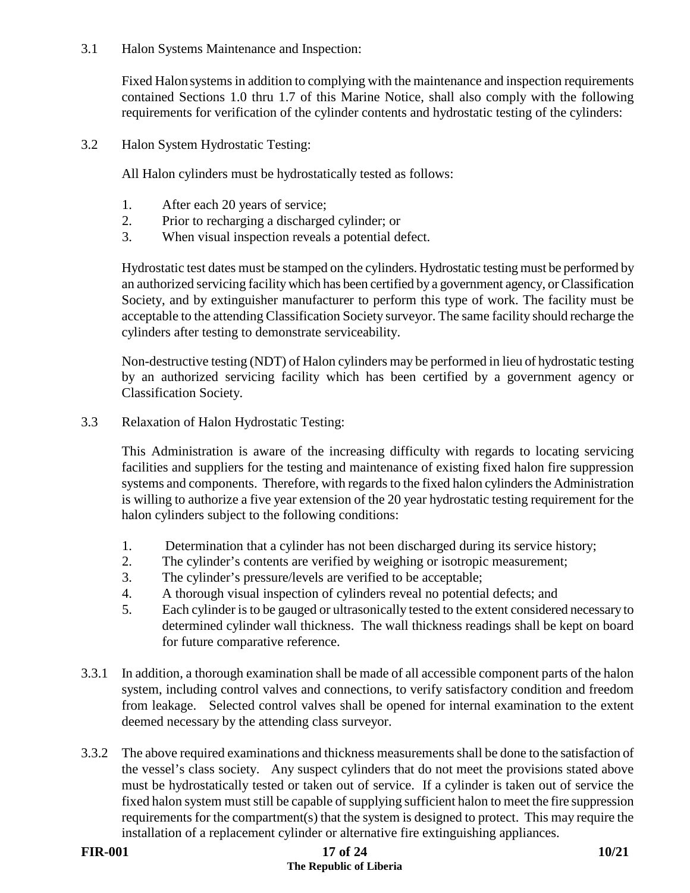### 3.1 Halon Systems Maintenance and Inspection:

Fixed Halon systems in addition to complying with the maintenance and inspection requirements contained Sections 1.0 thru 1.7 of this Marine Notice, shall also comply with the following requirements for verification of the cylinder contents and hydrostatic testing of the cylinders:

### 3.2 Halon System Hydrostatic Testing:

All Halon cylinders must be hydrostatically tested as follows:

1. After each 20 years of service;
2. Prior to recharging a discharged cylinder; or
3. When visual inspection reveals a potential defect.

Hydrostatic test dates must be stamped on the cylinders. Hydrostatic testing must be performed by an authorized servicing facility which has been certified by a government agency, or Classification Society, and by extinguisher manufacturer to perform this type of work. The facility must be acceptable to the attending Classification Society surveyor. The same facility should recharge the cylinders after testing to demonstrate serviceability.

Non-destructive testing (NDT) of Halon cylinders may be performed in lieu of hydrostatic testing by an authorized servicing facility which has been certified by a government agency or Classification Society.

### 3.3 Relaxation of Halon Hydrostatic Testing:

This Administration is aware of the increasing difficulty with regards to locating servicing facilities and suppliers for the testing and maintenance of existing fixed halon fire suppression systems and components. Therefore, with regards to the fixed halon cylinders the Administration is willing to authorize a five year extension of the 20 year hydrostatic testing requirement for the halon cylinders subject to the following conditions:

1. Determination that a cylinder has not been discharged during its service history;
2. The cylinder's contents are verified by weighing or isotropic measurement;
3. The cylinder's pressure/levels are verified to be acceptable;
4. A thorough visual inspection of cylinders reveal no potential defects; and
5. Each cylinder is to be gauged or ultrasonically tested to the extent considered necessary to determined cylinder wall thickness. The wall thickness readings shall be kept on board for future comparative reference.

3.3.1 In addition, a thorough examination shall be made of all accessible component parts of the halon system, including control valves and connections, to verify satisfactory condition and freedom from leakage. Selected control valves shall be opened for internal examination to the extent deemed necessary by the attending class surveyor.

3.3.2 The above required examinations and thickness measurements shall be done to the satisfaction of the vessel's class society. Any suspect cylinders that do not meet the provisions stated above must be hydrostatically tested or taken out of service. If a cylinder is taken out of service the fixed halon system must still be capable of supplying sufficient halon to meet the fire suppression requirements for the compartment(s) that the system is designed to protect. This may require the installation of a replacement cylinder or alternative fire extinguishing appliances.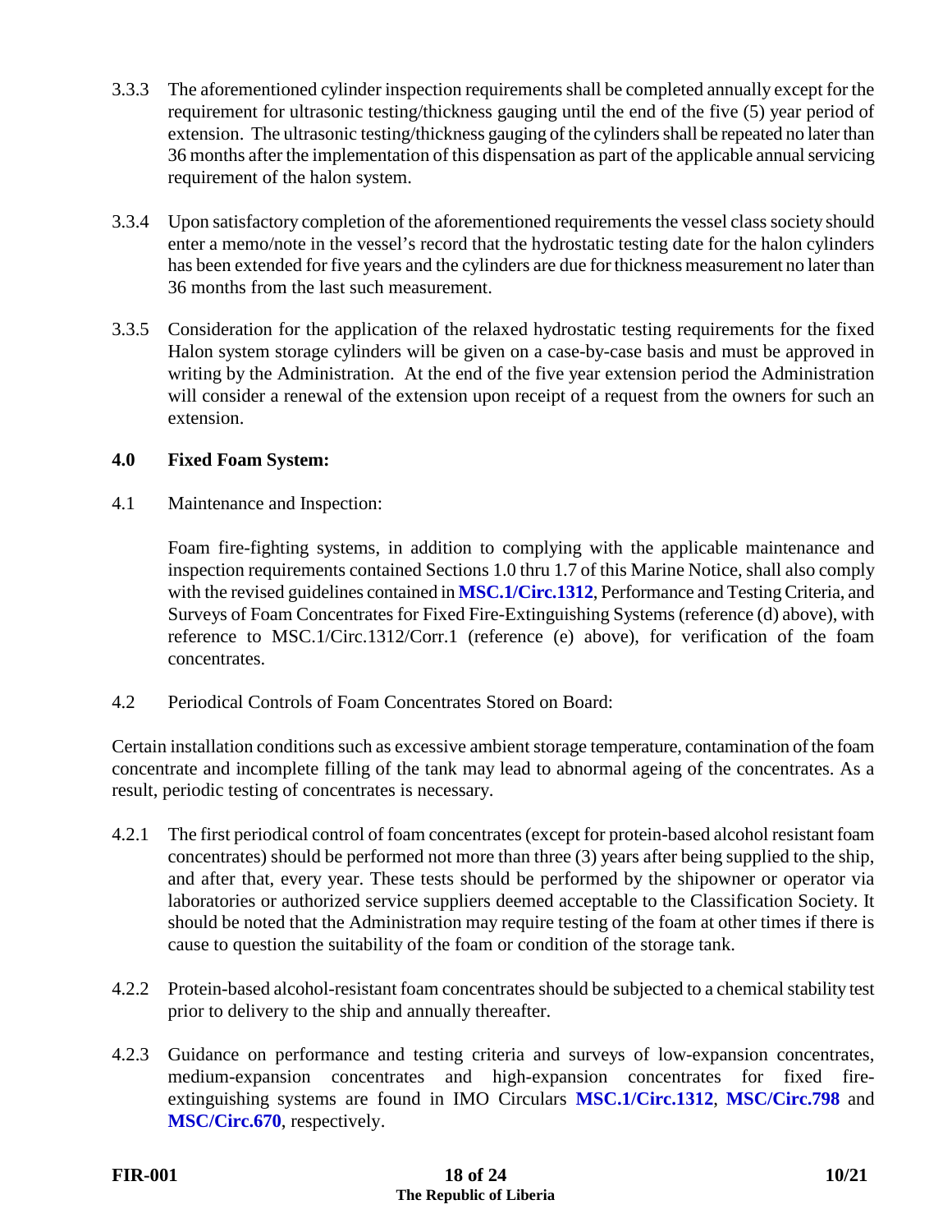3.3.3 The aforementioned cylinder inspection requirements shall be completed annually except for the requirement for ultrasonic testing/thickness gauging until the end of the five (5) year period of extension. The ultrasonic testing/thickness gauging of the cylinders shall be repeated no later than 36 months after the implementation of this dispensation as part of the applicable annual servicing requirement of the halon system.

3.3.4 Upon satisfactory completion of the aforementioned requirements the vessel class society should enter a memo/note in the vessel's record that the hydrostatic testing date for the halon cylinders has been extended for five years and the cylinders are due for thickness measurement no later than 36 months from the last such measurement.

3.3.5 Consideration for the application of the relaxed hydrostatic testing requirements for the fixed Halon system storage cylinders will be given on a case-by-case basis and must be approved in writing by the Administration. At the end of the five year extension period the Administration will consider a renewal of the extension upon receipt of a request from the owners for such an extension.

**4.0 Fixed Foam System:**

4.1 Maintenance and Inspection:

Foam fire-fighting systems, in addition to complying with the applicable maintenance and inspection requirements contained Sections 1.0 thru 1.7 of this Marine Notice, shall also comply with the revised guidelines contained in **MSC.1/Circ.1312**, Performance and Testing Criteria, and Surveys of Foam Concentrates for Fixed Fire-Extinguishing Systems (reference (d) above), with reference to MSC.1/Circ.1312/Corr.1 (reference (e) above), for verification of the foam concentrates.

4.2 Periodical Controls of Foam Concentrates Stored on Board:

Certain installation conditions such as excessive ambient storage temperature, contamination of the foam concentrate and incomplete filling of the tank may lead to abnormal ageing of the concentrates. As a result, periodic testing of concentrates is necessary.

4.2.1 The first periodical control of foam concentrates (except for protein-based alcohol resistant foam concentrates) should be performed not more than three (3) years after being supplied to the ship, and after that, every year. These tests should be performed by the shipowner or operator via laboratories or authorized service suppliers deemed acceptable to the Classification Society. It should be noted that the Administration may require testing of the foam at other times if there is cause to question the suitability of the foam or condition of the storage tank.

4.2.2 Protein-based alcohol-resistant foam concentrates should be subjected to a chemical stability test prior to delivery to the ship and annually thereafter.

4.2.3 Guidance on performance and testing criteria and surveys of low-expansion concentrates, medium-expansion concentrates and high-expansion concentrates for fixed fire-extinguishing systems are found in IMO Circulars **MSC.1/Circ.1312**, **MSC/Circ.798** and **MSC/Circ.670**, respectively.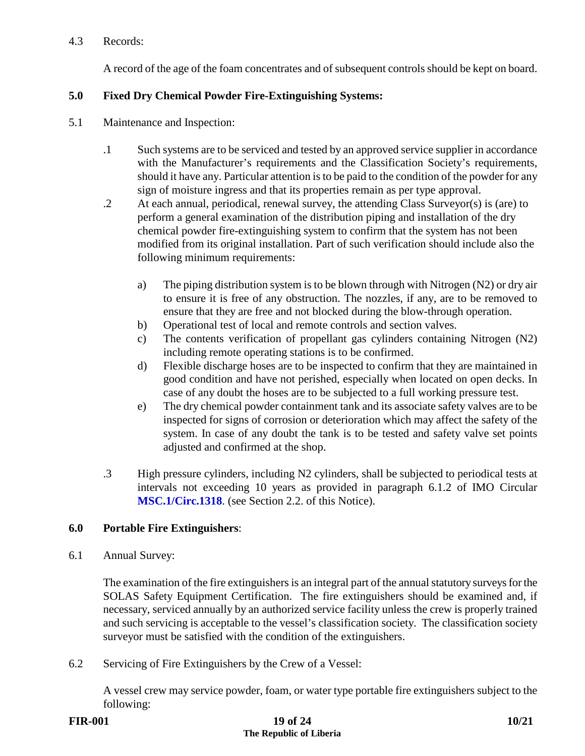4.3 Records:

A record of the age of the foam concentrates and of subsequent controls should be kept on board.

## 5.0 Fixed Dry Chemical Powder Fire-Extinguishing Systems:

5.1 Maintenance and Inspection:

.1 Such systems are to be serviced and tested by an approved service supplier in accordance with the Manufacturer's requirements and the Classification Society's requirements, should it have any. Particular attention is to be paid to the condition of the powder for any sign of moisture ingress and that its properties remain as per type approval.

.2 At each annual, periodical, renewal survey, the attending Class Surveyor(s) is (are) to perform a general examination of the distribution piping and installation of the dry chemical powder fire-extinguishing system to confirm that the system has not been modified from its original installation. Part of such verification should include also the following minimum requirements:

a) The piping distribution system is to be blown through with Nitrogen ($N_2$) or dry air to ensure it is free of any obstruction. The nozzles, if any, are to be removed to ensure that they are free and not blocked during the blow-through operation.

b) Operational test of local and remote controls and section valves.

c) The contents verification of propellant gas cylinders containing Nitrogen ($N_2$) including remote operating stations is to be confirmed.

d) Flexible discharge hoses are to be inspected to confirm that they are maintained in good condition and have not perished, especially when located on open decks. In case of any doubt the hoses are to be subjected to a full working pressure test.

e) The dry chemical powder containment tank and its associate safety valves are to be inspected for signs of corrosion or deterioration which may affect the safety of the system. In case of any doubt the tank is to be tested and safety valve set points adjusted and confirmed at the shop.

.3 High pressure cylinders, including $N_2$ cylinders, shall be subjected to periodical tests at intervals not exceeding 10 years as provided in paragraph 6.1.2 of IMO Circular **MSC.1/Circ.1318**. (see Section 2.2. of this Notice).

## 6.0 Portable Fire Extinguishers:

6.1 Annual Survey:

The examination of the fire extinguishers is an integral part of the annual statutory surveys for the SOLAS Safety Equipment Certification. The fire extinguishers should be examined and, if necessary, serviced annually by an authorized service facility unless the crew is properly trained and such servicing is acceptable to the vessel's classification society. The classification society surveyor must be satisfied with the condition of the extinguishers.

6.2 Servicing of Fire Extinguishers by the Crew of a Vessel:

A vessel crew may service powder, foam, or water type portable fire extinguishers subject to the following: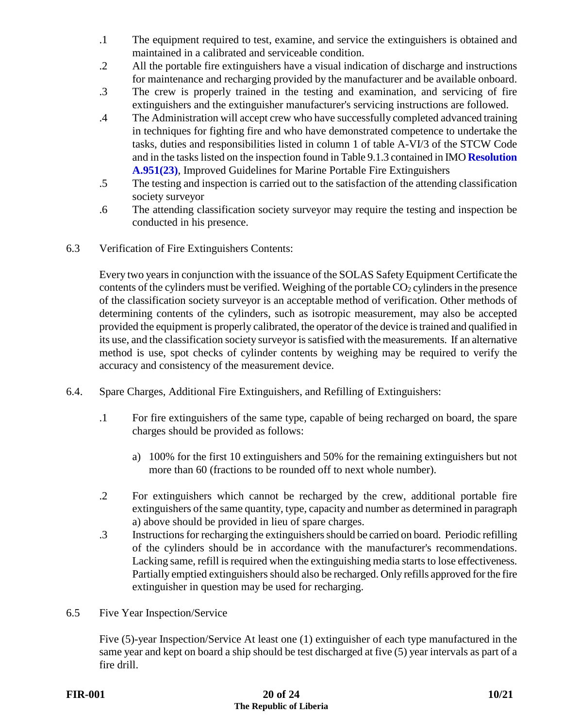.1 The equipment required to test, examine, and service the extinguishers is obtained and maintained in a calibrated and serviceable condition.

.2 All the portable fire extinguishers have a visual indication of discharge and instructions for maintenance and recharging provided by the manufacturer and be available onboard.

.3 The crew is properly trained in the testing and examination, and servicing of fire extinguishers and the extinguisher manufacturer's servicing instructions are followed.

.4 The Administration will accept crew who have successfully completed advanced training in techniques for fighting fire and who have demonstrated competence to undertake the tasks, duties and responsibilities listed in column 1 of table A-VI/3 of the STCW Code and in the tasks listed on the inspection found in Table 9.1.3 contained in IMO **Resolution A.951(23)**, Improved Guidelines for Marine Portable Fire Extinguishers

.5 The testing and inspection is carried out to the satisfaction of the attending classification society surveyor

.6 The attending classification society surveyor may require the testing and inspection be conducted in his presence.

6.3 Verification of Fire Extinguishers Contents:

Every two years in conjunction with the issuance of the SOLAS Safety Equipment Certificate the contents of the cylinders must be verified. Weighing of the portable $CO_2$ cylinders in the presence of the classification society surveyor is an acceptable method of verification. Other methods of determining contents of the cylinders, such as isotropic measurement, may also be accepted provided the equipment is properly calibrated, the operator of the device is trained and qualified in its use, and the classification society surveyor is satisfied with the measurements. If an alternative method is use, spot checks of cylinder contents by weighing may be required to verify the accuracy and consistency of the measurement device.

6.4. Spare Charges, Additional Fire Extinguishers, and Refilling of Extinguishers:

.1 For fire extinguishers of the same type, capable of being recharged on board, the spare charges should be provided as follows:

a) 100% for the first 10 extinguishers and 50% for the remaining extinguishers but not more than 60 (fractions to be rounded off to next whole number).

.2 For extinguishers which cannot be recharged by the crew, additional portable fire extinguishers of the same quantity, type, capacity and number as determined in paragraph a) above should be provided in lieu of spare charges.

.3 Instructions for recharging the extinguishers should be carried on board. Periodic refilling of the cylinders should be in accordance with the manufacturer's recommendations. Lacking same, refill is required when the extinguishing media starts to lose effectiveness. Partially emptied extinguishers should also be recharged. Only refills approved for the fire extinguisher in question may be used for recharging.

6.5 Five Year Inspection/Service

Five (5)-year Inspection/Service At least one (1) extinguisher of each type manufactured in the same year and kept on board a ship should be test discharged at five (5) year intervals as part of a fire drill.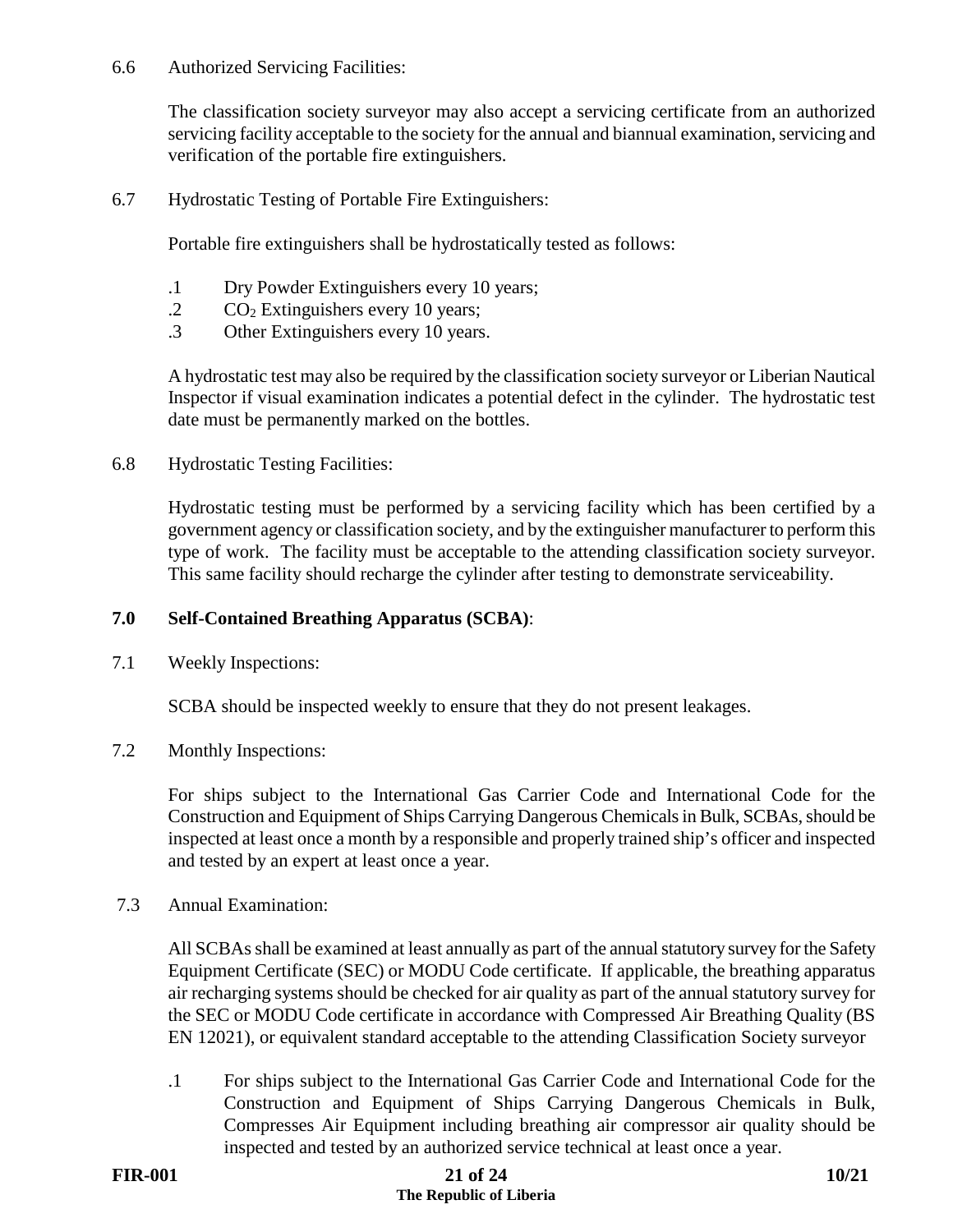6.6 Authorized Servicing Facilities:

The classification society surveyor may also accept a servicing certificate from an authorized servicing facility acceptable to the society for the annual and biannual examination, servicing and verification of the portable fire extinguishers.

6.7 Hydrostatic Testing of Portable Fire Extinguishers:

Portable fire extinguishers shall be hydrostatically tested as follows:

.1 Dry Powder Extinguishers every 10 years;
.2 $CO_2$ Extinguishers every 10 years;
.3 Other Extinguishers every 10 years.

A hydrostatic test may also be required by the classification society surveyor or Liberian Nautical Inspector if visual examination indicates a potential defect in the cylinder. The hydrostatic test date must be permanently marked on the bottles.

6.8 Hydrostatic Testing Facilities:

Hydrostatic testing must be performed by a servicing facility which has been certified by a government agency or classification society, and by the extinguisher manufacturer to perform this type of work. The facility must be acceptable to the attending classification society surveyor. This same facility should recharge the cylinder after testing to demonstrate serviceability.

## 7.0 Self-Contained Breathing Apparatus (SCBA):

7.1 Weekly Inspections:

SCBA should be inspected weekly to ensure that they do not present leakages.

7.2 Monthly Inspections:

For ships subject to the International Gas Carrier Code and International Code for the Construction and Equipment of Ships Carrying Dangerous Chemicals in Bulk, SCBAs, should be inspected at least once a month by a responsible and properly trained ship's officer and inspected and tested by an expert at least once a year.

7.3 Annual Examination:

All SCBAs shall be examined at least annually as part of the annual statutory survey for the Safety Equipment Certificate (SEC) or MODU Code certificate. If applicable, the breathing apparatus air recharging systems should be checked for air quality as part of the annual statutory survey for the SEC or MODU Code certificate in accordance with Compressed Air Breathing Quality (BS EN 12021), or equivalent standard acceptable to the attending Classification Society surveyor

.1 For ships subject to the International Gas Carrier Code and International Code for the Construction and Equipment of Ships Carrying Dangerous Chemicals in Bulk, Compresses Air Equipment including breathing air compressor air quality should be inspected and tested by an authorized service technical at least once a year.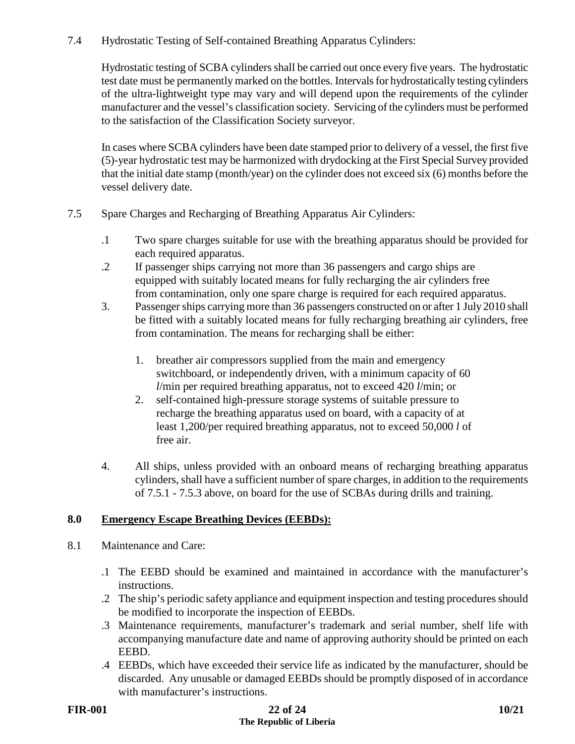7.4 Hydrostatic Testing of Self-contained Breathing Apparatus Cylinders:

Hydrostatic testing of SCBA cylinders shall be carried out once every five years. The hydrostatic test date must be permanently marked on the bottles. Intervals for hydrostatically testing cylinders of the ultra-lightweight type may vary and will depend upon the requirements of the cylinder manufacturer and the vessel's classification society. Servicing of the cylinders must be performed to the satisfaction of the Classification Society surveyor.

In cases where SCBA cylinders have been date stamped prior to delivery of a vessel, the first five (5)-year hydrostatic test may be harmonized with drydocking at the First Special Survey provided that the initial date stamp (month/year) on the cylinder does not exceed six (6) months before the vessel delivery date.

7.5 Spare Charges and Recharging of Breathing Apparatus Air Cylinders:

.1 Two spare charges suitable for use with the breathing apparatus should be provided for each required apparatus.

.2 If passenger ships carrying not more than 36 passengers and cargo ships are equipped with suitably located means for fully recharging the air cylinders free from contamination, only one spare charge is required for each required apparatus.

3. Passenger ships carrying more than 36 passengers constructed on or after 1 July 2010 shall be fitted with a suitably located means for fully recharging breathing air cylinders, free from contamination. The means for recharging shall be either:

   1. breather air compressors supplied from the main and emergency switchboard, or independently driven, with a minimum capacity of 60 *l*/min per required breathing apparatus, not to exceed 420 *l*/min; or
   2. self-contained high-pressure storage systems of suitable pressure to recharge the breathing apparatus used on board, with a capacity of at least 1,200/per required breathing apparatus, not to exceed 50,000 *l* of free air.

4. All ships, unless provided with an onboard means of recharging breathing apparatus cylinders, shall have a sufficient number of spare charges, in addition to the requirements of 7.5.1 - 7.5.3 above, on board for the use of SCBAs during drills and training.

## 8.0 Emergency Escape Breathing Devices (EEBDs):

8.1 Maintenance and Care:

.1 The EEBD should be examined and maintained in accordance with the manufacturer's instructions.

.2 The ship's periodic safety appliance and equipment inspection and testing procedures should be modified to incorporate the inspection of EEBDs.

.3 Maintenance requirements, manufacturer's trademark and serial number, shelf life with accompanying manufacture date and name of approving authority should be printed on each EEBD.

.4 EEBDs, which have exceeded their service life as indicated by the manufacturer, should be discarded. Any unusable or damaged EEBDs should be promptly disposed of in accordance with manufacturer's instructions.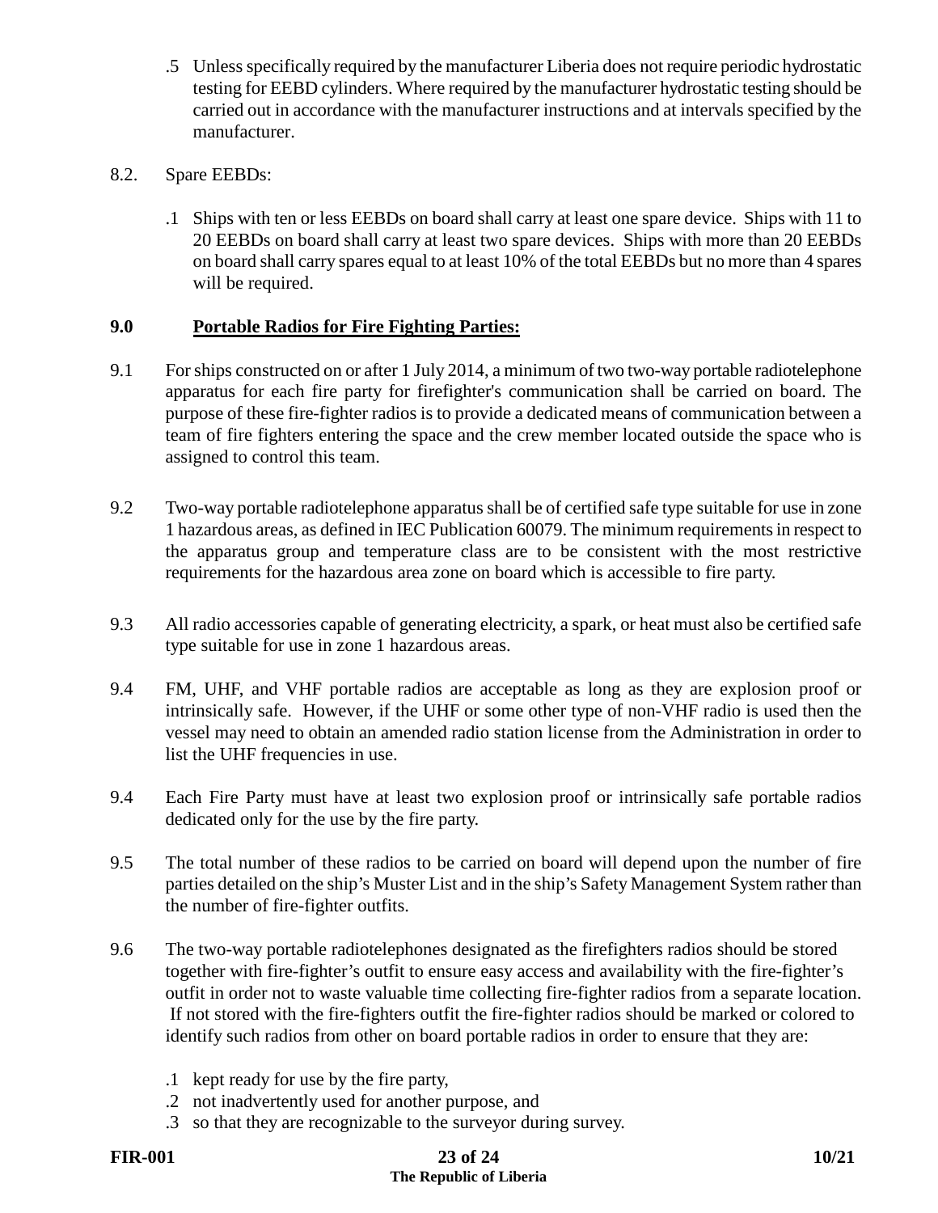.5 Unless specifically required by the manufacturer Liberia does not require periodic hydrostatic testing for EEBD cylinders. Where required by the manufacturer hydrostatic testing should be carried out in accordance with the manufacturer instructions and at intervals specified by the manufacturer.

8.2. Spare EEBDs:

.1 Ships with ten or less EEBDs on board shall carry at least one spare device. Ships with 11 to 20 EEBDs on board shall carry at least two spare devices. Ships with more than 20 EEBDs on board shall carry spares equal to at least 10% of the total EEBDs but no more than 4 spares will be required.

## 9.0 Portable Radios for Fire Fighting Parties:

9.1 For ships constructed on or after 1 July 2014, a minimum of two two-way portable radiotelephone apparatus for each fire party for firefighter's communication shall be carried on board. The purpose of these fire-fighter radios is to provide a dedicated means of communication between a team of fire fighters entering the space and the crew member located outside the space who is assigned to control this team.

9.2 Two-way portable radiotelephone apparatus shall be of certified safe type suitable for use in zone 1 hazardous areas, as defined in IEC Publication 60079. The minimum requirements in respect to the apparatus group and temperature class are to be consistent with the most restrictive requirements for the hazardous area zone on board which is accessible to fire party.

9.3 All radio accessories capable of generating electricity, a spark, or heat must also be certified safe type suitable for use in zone 1 hazardous areas.

9.4 FM, UHF, and VHF portable radios are acceptable as long as they are explosion proof or intrinsically safe. However, if the UHF or some other type of non-VHF radio is used then the vessel may need to obtain an amended radio station license from the Administration in order to list the UHF frequencies in use.

9.4 Each Fire Party must have at least two explosion proof or intrinsically safe portable radios dedicated only for the use by the fire party.

9.5 The total number of these radios to be carried on board will depend upon the number of fire parties detailed on the ship's Muster List and in the ship's Safety Management System rather than the number of fire-fighter outfits.

9.6 The two-way portable radiotelephones designated as the firefighters radios should be stored together with fire-fighter's outfit to ensure easy access and availability with the fire-fighter's outfit in order not to waste valuable time collecting fire-fighter radios from a separate location. If not stored with the fire-fighters outfit the fire-fighter radios should be marked or colored to identify such radios from other on board portable radios in order to ensure that they are:

.1 kept ready for use by the fire party,
.2 not inadvertently used for another purpose, and
.3 so that they are recognizable to the surveyor during survey.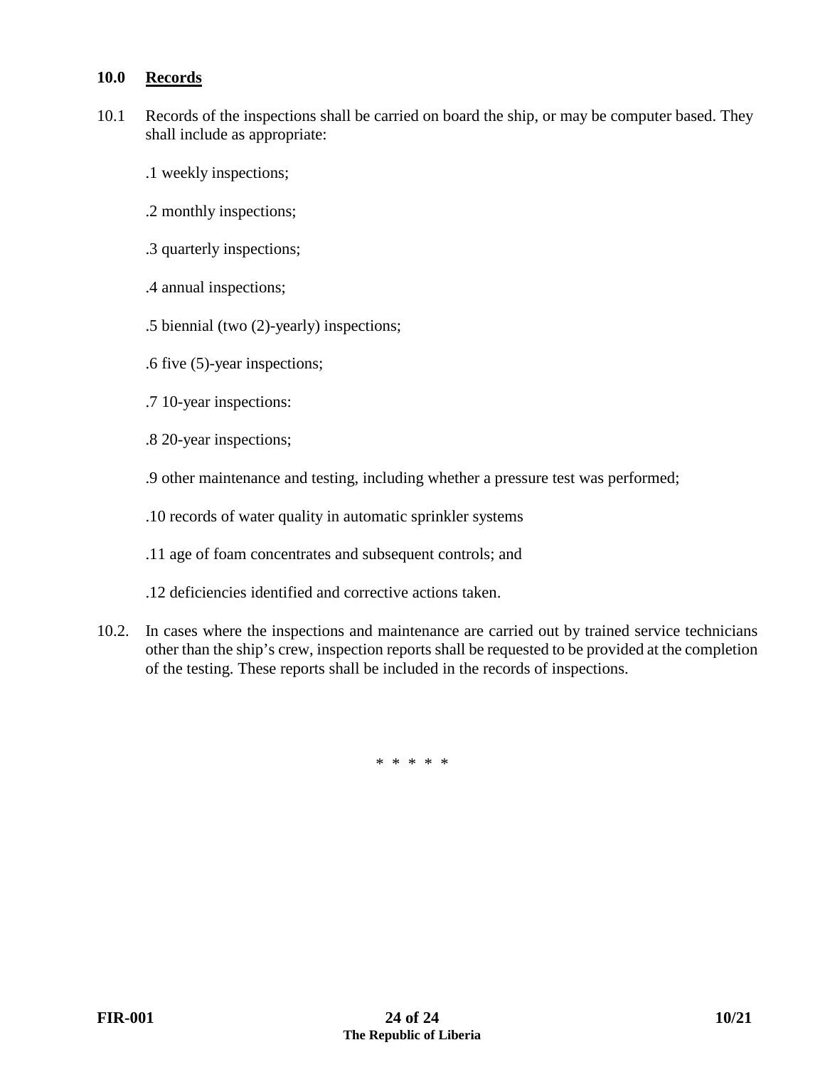## 10.0 Records

10.1 Records of the inspections shall be carried on board the ship, or may be computer based. They shall include as appropriate:

.1 weekly inspections;

.2 monthly inspections;

.3 quarterly inspections;

.4 annual inspections;

.5 biennial (two (2)-yearly) inspections;

.6 five (5)-year inspections;

.7 10-year inspections:

.8 20-year inspections;

.9 other maintenance and testing, including whether a pressure test was performed;

.10 records of water quality in automatic sprinkler systems

.11 age of foam concentrates and subsequent controls; and

.12 deficiencies identified and corrective actions taken.

10.2. In cases where the inspections and maintenance are carried out by trained service technicians other than the ship's crew, inspection reports shall be requested to be provided at the completion of the testing. These reports shall be included in the records of inspections.

\* \* \* \* \*